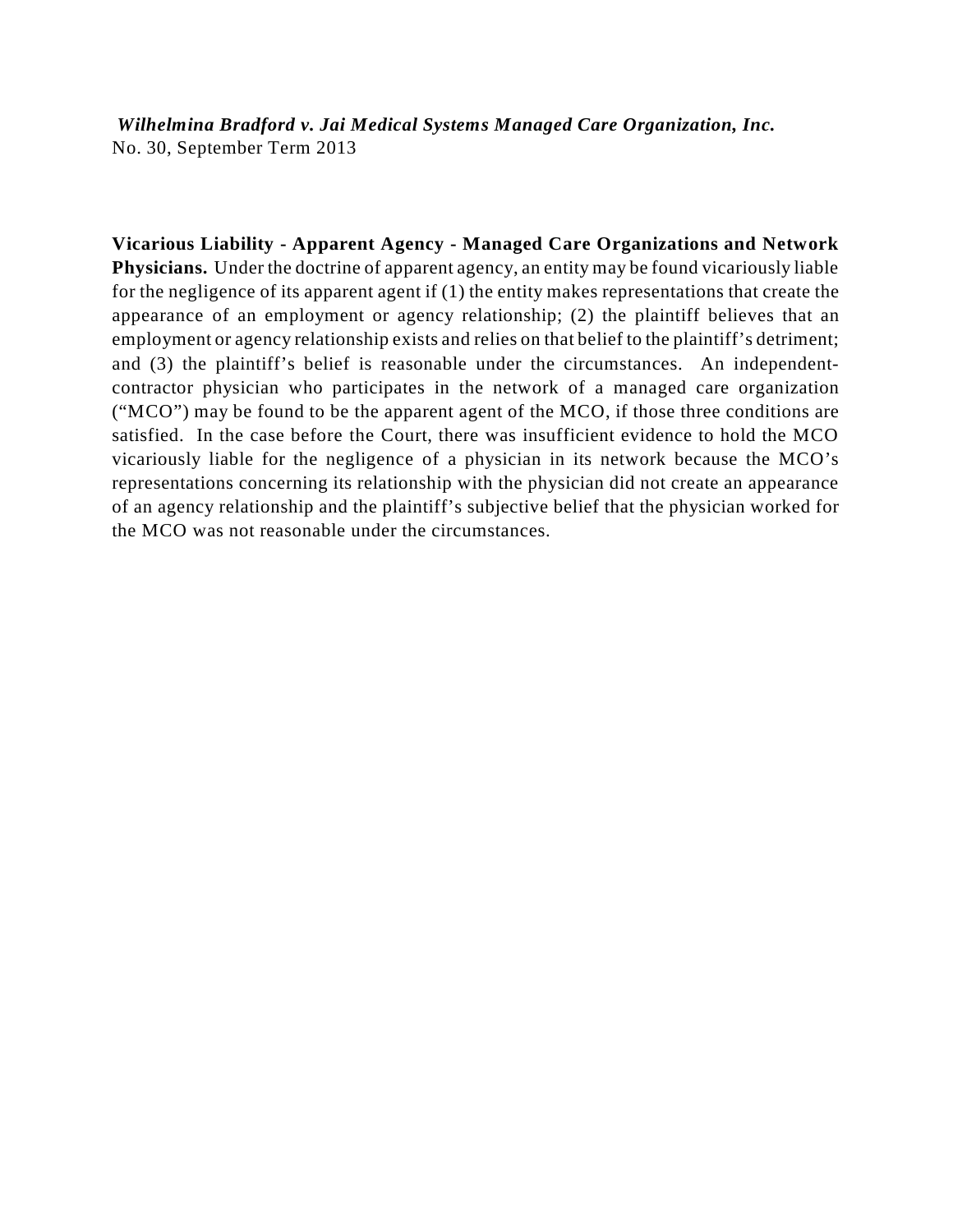***Wilhelmina Bradford v. Jai Medical Systems Managed Care Organization, Inc.***
No. 30, September Term 2013

**Vicarious Liability - Apparent Agency - Managed Care Organizations and Network Physicians.** Under the doctrine of apparent agency, an entity may be found vicariously liable for the negligence of its apparent agent if (1) the entity makes representations that create the appearance of an employment or agency relationship; (2) the plaintiff believes that an employment or agency relationship exists and relies on that belief to the plaintiff's detriment; and (3) the plaintiff's belief is reasonable under the circumstances. An independent-contractor physician who participates in the network of a managed care organization ("MCO") may be found to be the apparent agent of the MCO, if those three conditions are satisfied. In the case before the Court, there was insufficient evidence to hold the MCO vicariously liable for the negligence of a physician in its network because the MCO's representations concerning its relationship with the physician did not create an appearance of an agency relationship and the plaintiff's subjective belief that the physician worked for the MCO was not reasonable under the circumstances.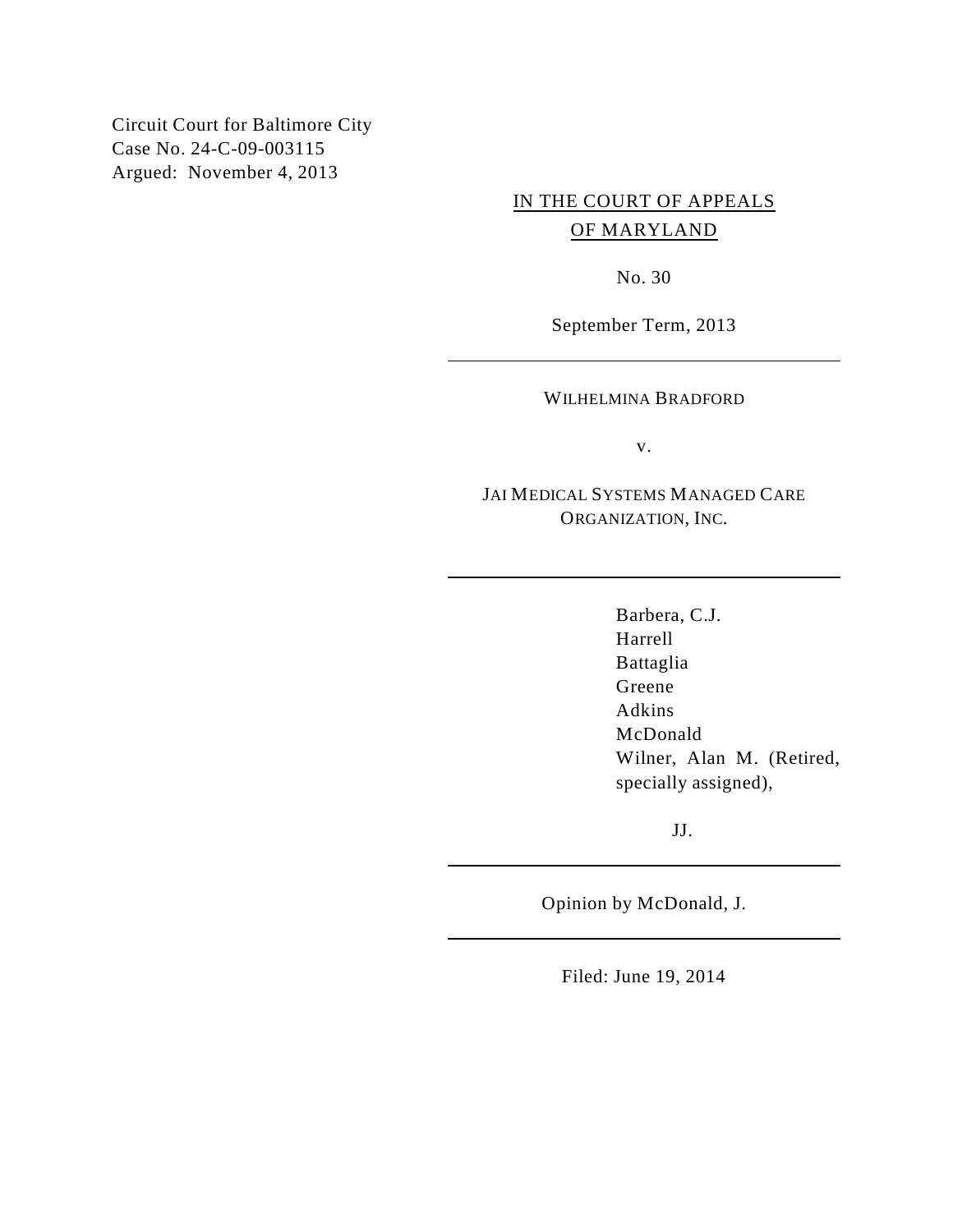Circuit Court for Baltimore City
Case No. 24-C-09-003115
Argued: November 4, 2013

IN THE COURT OF APPEALS
OF MARYLAND

No. 30

September Term, 2013

---

WILHELMINA BRADFORD

v.

JAI MEDICAL SYSTEMS MANAGED CARE ORGANIZATION, INC.

---

Barbera, C.J.
Harrell
Battaglia
Greene
Adkins
McDonald
Wilner, Alan M. (Retired, specially assigned),

JJ.

---

Opinion by McDonald, J.

---

Filed: June 19, 2014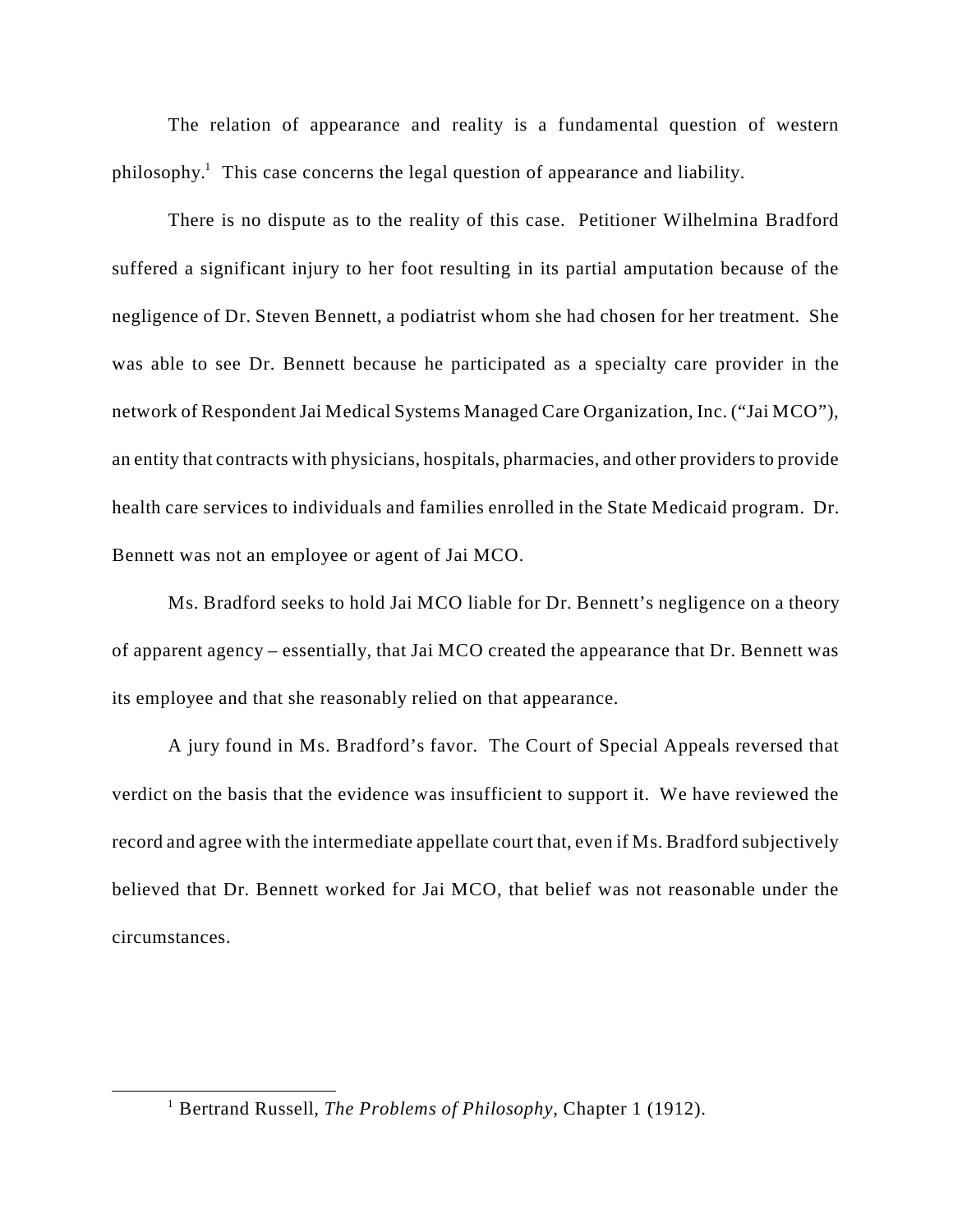The relation of appearance and reality is a fundamental question of western philosophy.[1] This case concerns the legal question of appearance and liability.

There is no dispute as to the reality of this case. Petitioner Wilhelmina Bradford suffered a significant injury to her foot resulting in its partial amputation because of the negligence of Dr. Steven Bennett, a podiatrist whom she had chosen for her treatment. She was able to see Dr. Bennett because he participated as a specialty care provider in the network of Respondent Jai Medical Systems Managed Care Organization, Inc. ("Jai MCO"), an entity that contracts with physicians, hospitals, pharmacies, and other providers to provide health care services to individuals and families enrolled in the State Medicaid program. Dr. Bennett was not an employee or agent of Jai MCO.

Ms. Bradford seeks to hold Jai MCO liable for Dr. Bennett's negligence on a theory of apparent agency – essentially, that Jai MCO created the appearance that Dr. Bennett was its employee and that she reasonably relied on that appearance.

A jury found in Ms. Bradford's favor. The Court of Special Appeals reversed that verdict on the basis that the evidence was insufficient to support it. We have reviewed the record and agree with the intermediate appellate court that, even if Ms. Bradford subjectively believed that Dr. Bennett worked for Jai MCO, that belief was not reasonable under the circumstances.

---

[1] Bertrand Russell, *The Problems of Philosophy*, Chapter 1 (1912).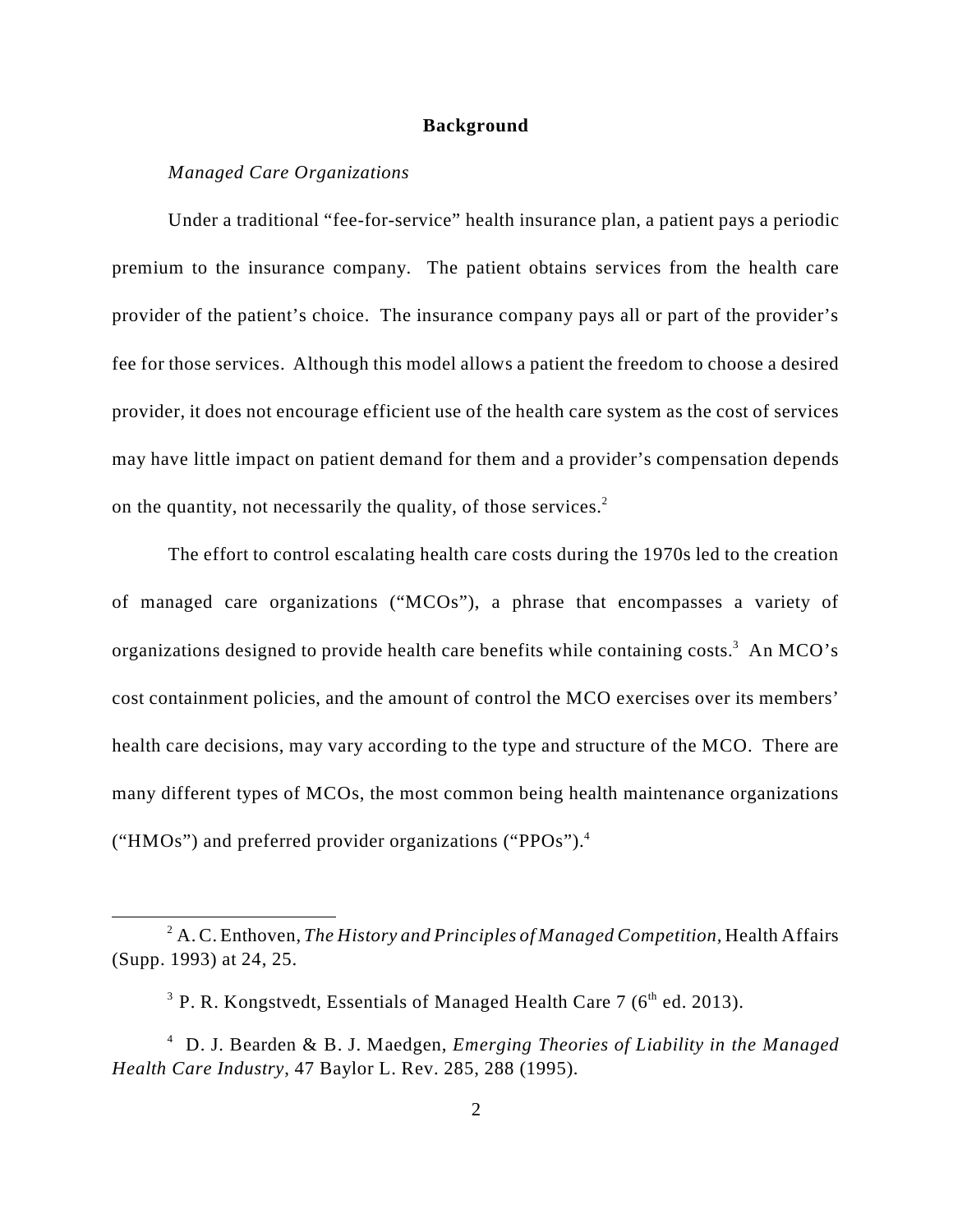## Background

*Managed Care Organizations*

Under a traditional "fee-for-service" health insurance plan, a patient pays a periodic premium to the insurance company. The patient obtains services from the health care provider of the patient's choice. The insurance company pays all or part of the provider's fee for those services. Although this model allows a patient the freedom to choose a desired provider, it does not encourage efficient use of the health care system as the cost of services may have little impact on patient demand for them and a provider's compensation depends on the quantity, not necessarily the quality, of those services.[2]

The effort to control escalating health care costs during the 1970s led to the creation of managed care organizations ("MCOs"), a phrase that encompasses a variety of organizations designed to provide health care benefits while containing costs.[3] An MCO's cost containment policies, and the amount of control the MCO exercises over its members' health care decisions, may vary according to the type and structure of the MCO. There are many different types of MCOs, the most common being health maintenance organizations ("HMOs") and preferred provider organizations ("PPOs").[4]

---

[2] A. C. Enthoven, *The History and Principles of Managed Competition*, Health Affairs (Supp. 1993) at 24, 25.

[3] P. R. Kongstvedt, Essentials of Managed Health Care 7 (6th ed. 2013).

[4] D. J. Bearden & B. J. Maedgen, *Emerging Theories of Liability in the Managed Health Care Industry*, 47 Baylor L. Rev. 285, 288 (1995).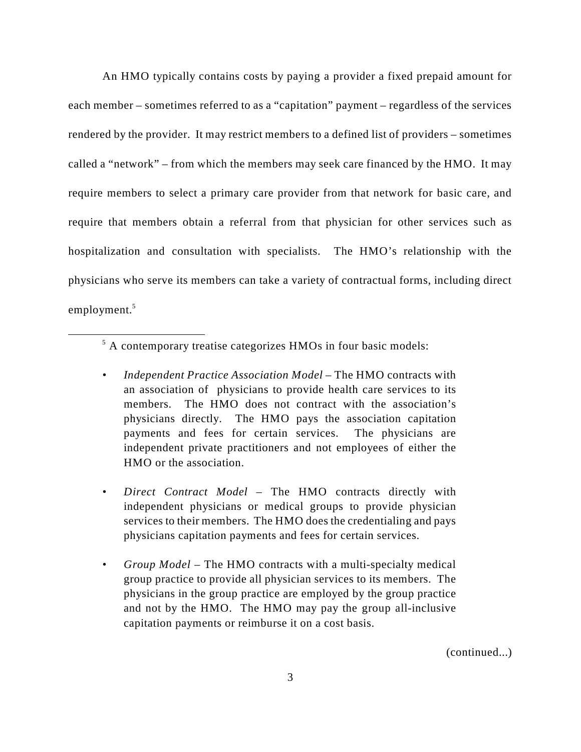An HMO typically contains costs by paying a provider a fixed prepaid amount for each member – sometimes referred to as a "capitation" payment – regardless of the services rendered by the provider. It may restrict members to a defined list of providers – sometimes called a "network" – from which the members may seek care financed by the HMO. It may require members to select a primary care provider from that network for basic care, and require that members obtain a referral from that physician for other services such as hospitalization and consultation with specialists. The HMO's relationship with the physicians who serve its members can take a variety of contractual forms, including direct employment.[5]

---

[5] A contemporary treatise categorizes HMOs in four basic models:

- *Independent Practice Association Model* – The HMO contracts with an association of physicians to provide health care services to its members. The HMO does not contract with the association's physicians directly. The HMO pays the association capitation payments and fees for certain services. The physicians are independent private practitioners and not employees of either the HMO or the association.

- *Direct Contract Model* – The HMO contracts directly with independent physicians or medical groups to provide physician services to their members. The HMO does the credentialing and pays physicians capitation payments and fees for certain services.

- *Group Model* – The HMO contracts with a multi-specialty medical group practice to provide all physician services to its members. The physicians in the group practice are employed by the group practice and not by the HMO. The HMO may pay the group all-inclusive capitation payments or reimburse it on a cost basis.

(continued...)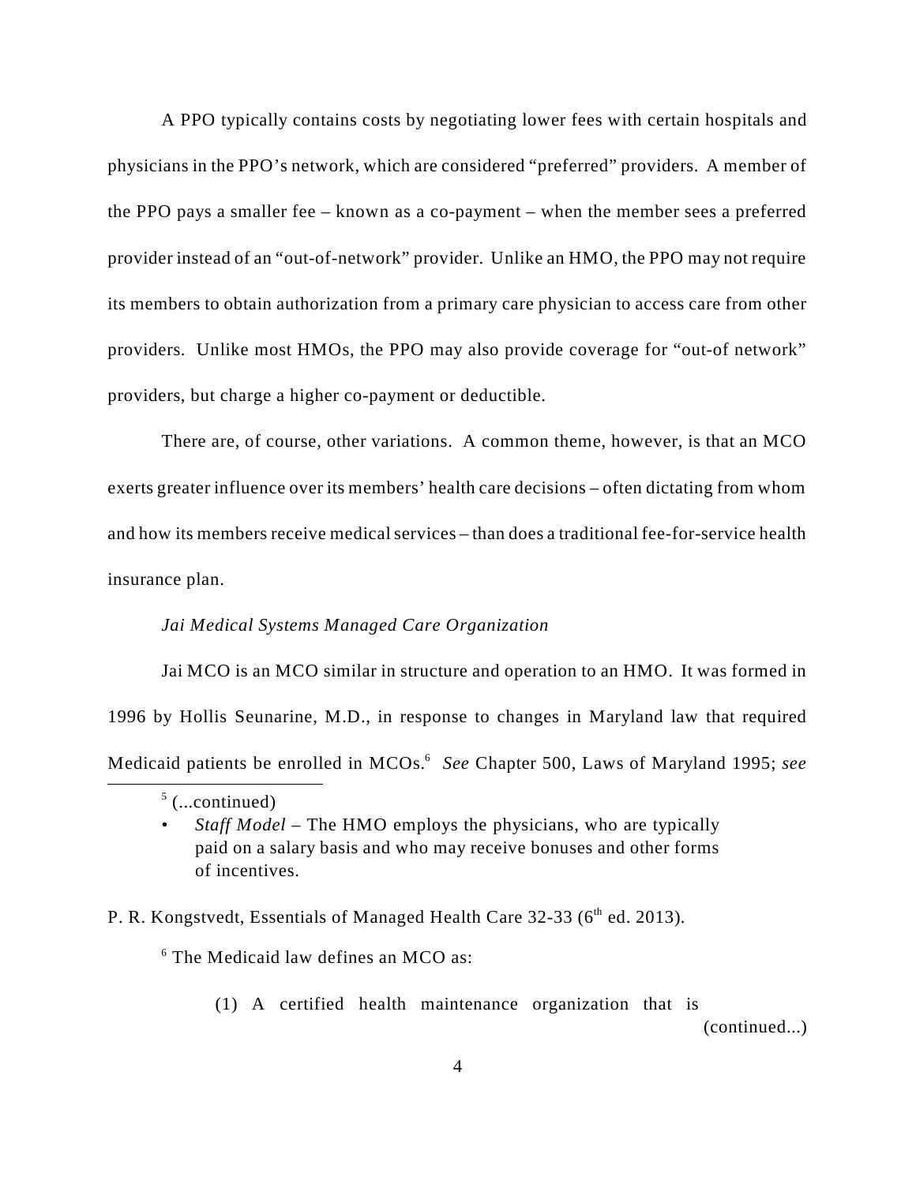A PPO typically contains costs by negotiating lower fees with certain hospitals and physicians in the PPO's network, which are considered "preferred" providers. A member of the PPO pays a smaller fee – known as a co-payment – when the member sees a preferred provider instead of an "out-of-network" provider. Unlike an HMO, the PPO may not require its members to obtain authorization from a primary care physician to access care from other providers. Unlike most HMOs, the PPO may also provide coverage for "out-of network" providers, but charge a higher co-payment or deductible.

There are, of course, other variations. A common theme, however, is that an MCO exerts greater influence over its members' health care decisions – often dictating from whom and how its members receive medical services – than does a traditional fee-for-service health insurance plan.

*Jai Medical Systems Managed Care Organization*

Jai MCO is an MCO similar in structure and operation to an HMO. It was formed in 1996 by Hollis Seunarine, M.D., in response to changes in Maryland law that required Medicaid patients be enrolled in MCOs.[6] *See* Chapter 500, Laws of Maryland 1995; *see*

---

[5] (...continued)

- *Staff Model* – The HMO employs the physicians, who are typically paid on a salary basis and who may receive bonuses and other forms of incentives.

P. R. Kongstvedt, Essentials of Managed Health Care 32-33 (6th ed. 2013).

[6] The Medicaid law defines an MCO as:

> (1) A certified health maintenance organization that is (continued...)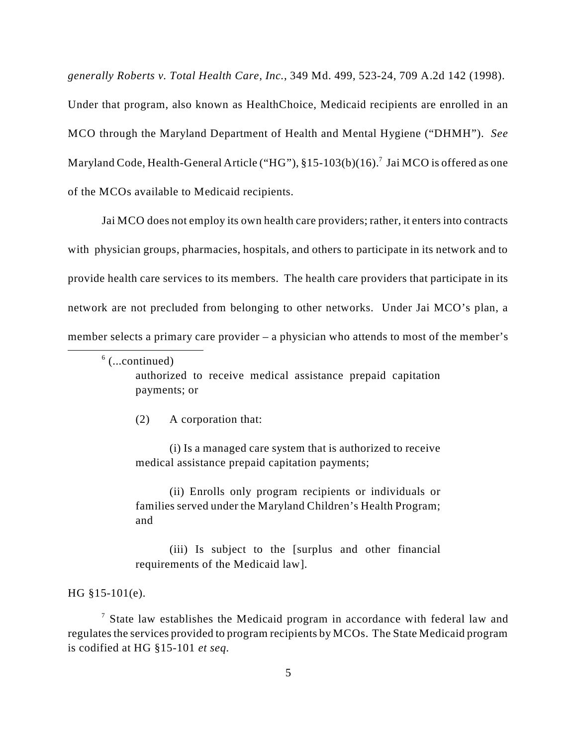*generally Roberts v. Total Health Care, Inc.*, 349 Md. 499, 523-24, 709 A.2d 142 (1998). Under that program, also known as HealthChoice, Medicaid recipients are enrolled in an MCO through the Maryland Department of Health and Mental Hygiene ("DHMH"). *See* Maryland Code, Health-General Article ("HG"), §15-103(b)(16).[7] Jai MCO is offered as one of the MCOs available to Medicaid recipients.

Jai MCO does not employ its own health care providers; rather, it enters into contracts with physician groups, pharmacies, hospitals, and others to participate in its network and to provide health care services to its members. The health care providers that participate in its network are not precluded from belonging to other networks. Under Jai MCO's plan, a member selects a primary care provider – a physician who attends to most of the member's

---

[6] (...continued)

> authorized to receive medical assistance prepaid capitation payments; or
>
> (2) A corporation that:
>
> (i) Is a managed care system that is authorized to receive medical assistance prepaid capitation payments;
>
> (ii) Enrolls only program recipients or individuals or families served under the Maryland Children's Health Program; and
>
> (iii) Is subject to the [surplus and other financial requirements of the Medicaid law].

HG §15-101(e).

[7] State law establishes the Medicaid program in accordance with federal law and regulates the services provided to program recipients by MCOs. The State Medicaid program is codified at HG §15-101 *et seq.*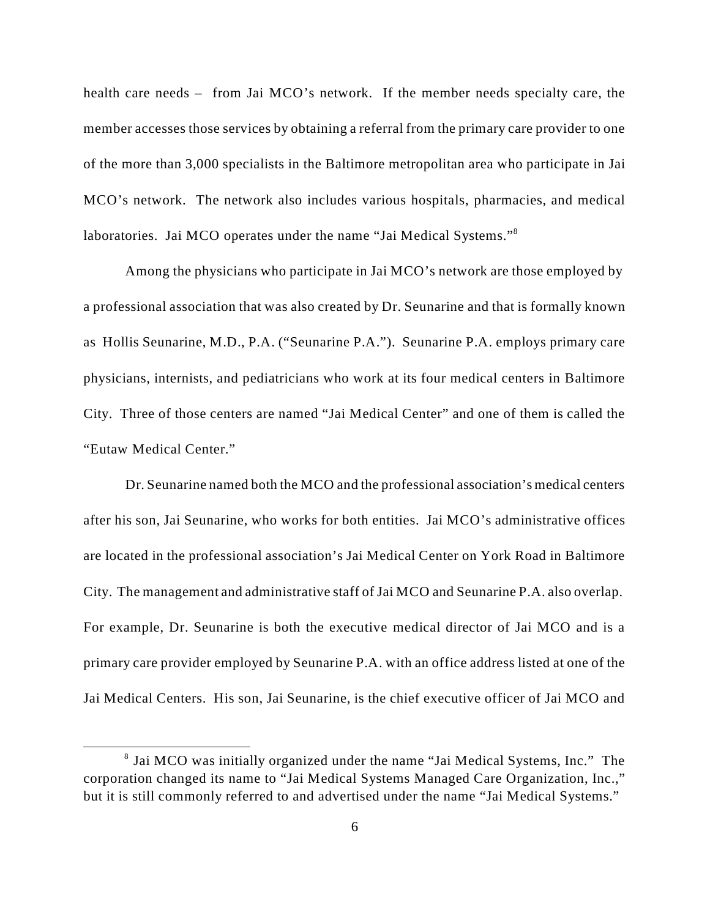health care needs – from Jai MCO's network. If the member needs specialty care, the member accesses those services by obtaining a referral from the primary care provider to one of the more than 3,000 specialists in the Baltimore metropolitan area who participate in Jai MCO's network. The network also includes various hospitals, pharmacies, and medical laboratories. Jai MCO operates under the name "Jai Medical Systems."[8]

Among the physicians who participate in Jai MCO's network are those employed by a professional association that was also created by Dr. Seunarine and that is formally known as Hollis Seunarine, M.D., P.A. ("Seunarine P.A."). Seunarine P.A. employs primary care physicians, internists, and pediatricians who work at its four medical centers in Baltimore City. Three of those centers are named "Jai Medical Center" and one of them is called the "Eutaw Medical Center."

Dr. Seunarine named both the MCO and the professional association's medical centers after his son, Jai Seunarine, who works for both entities. Jai MCO's administrative offices are located in the professional association's Jai Medical Center on York Road in Baltimore City. The management and administrative staff of Jai MCO and Seunarine P.A. also overlap. For example, Dr. Seunarine is both the executive medical director of Jai MCO and is a primary care provider employed by Seunarine P.A. with an office address listed at one of the Jai Medical Centers. His son, Jai Seunarine, is the chief executive officer of Jai MCO and

---

[8] Jai MCO was initially organized under the name "Jai Medical Systems, Inc." The corporation changed its name to "Jai Medical Systems Managed Care Organization, Inc.," but it is still commonly referred to and advertised under the name "Jai Medical Systems."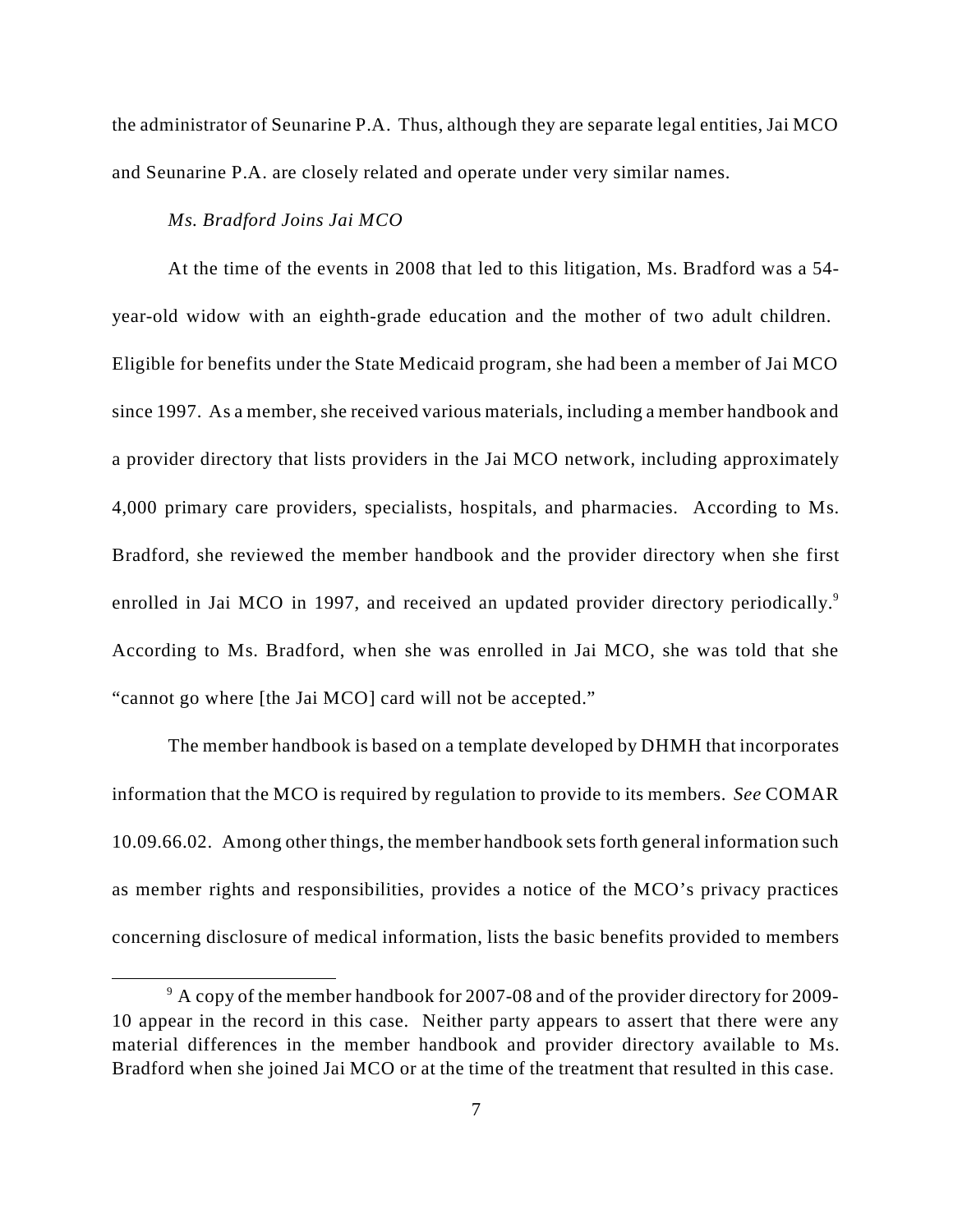the administrator of Seunarine P.A. Thus, although they are separate legal entities, Jai MCO and Seunarine P.A. are closely related and operate under very similar names.

*Ms. Bradford Joins Jai MCO*

At the time of the events in 2008 that led to this litigation, Ms. Bradford was a 54-year-old widow with an eighth-grade education and the mother of two adult children. Eligible for benefits under the State Medicaid program, she had been a member of Jai MCO since 1997. As a member, she received various materials, including a member handbook and a provider directory that lists providers in the Jai MCO network, including approximately 4,000 primary care providers, specialists, hospitals, and pharmacies. According to Ms. Bradford, she reviewed the member handbook and the provider directory when she first enrolled in Jai MCO in 1997, and received an updated provider directory periodically.[9] According to Ms. Bradford, when she was enrolled in Jai MCO, she was told that she "cannot go where [the Jai MCO] card will not be accepted."

The member handbook is based on a template developed by DHMH that incorporates information that the MCO is required by regulation to provide to its members. *See* COMAR 10.09.66.02. Among other things, the member handbook sets forth general information such as member rights and responsibilities, provides a notice of the MCO's privacy practices concerning disclosure of medical information, lists the basic benefits provided to members

---

[9] A copy of the member handbook for 2007-08 and of the provider directory for 2009-10 appear in the record in this case. Neither party appears to assert that there were any material differences in the member handbook and provider directory available to Ms. Bradford when she joined Jai MCO or at the time of the treatment that resulted in this case.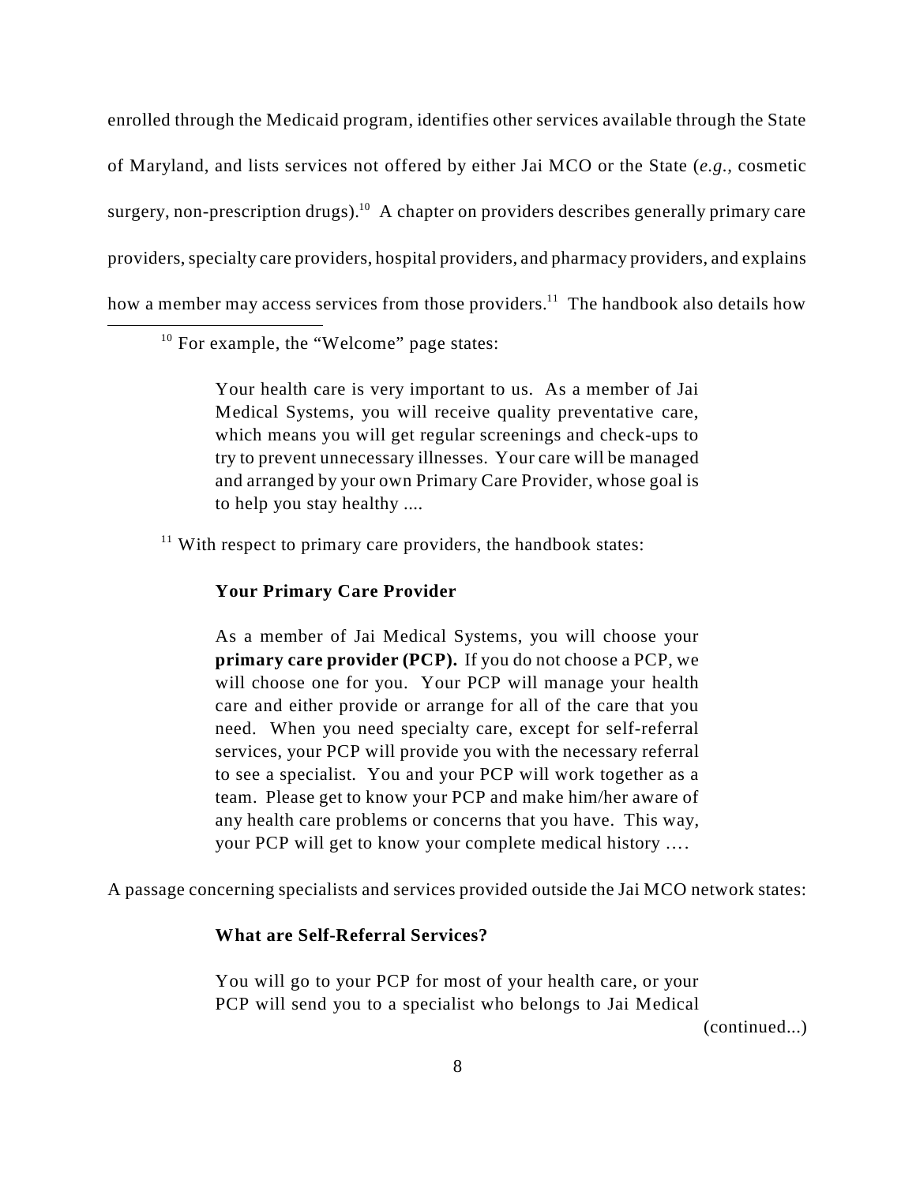enrolled through the Medicaid program, identifies other services available through the State of Maryland, and lists services not offered by either Jai MCO or the State (*e.g.*, cosmetic surgery, non-prescription drugs).[10] A chapter on providers describes generally primary care providers, specialty care providers, hospital providers, and pharmacy providers, and explains how a member may access services from those providers.[11] The handbook also details how

---

[10] For example, the "Welcome" page states:

> Your health care is very important to us. As a member of Jai Medical Systems, you will receive quality preventative care, which means you will get regular screenings and check-ups to try to prevent unnecessary illnesses. Your care will be managed and arranged by your own Primary Care Provider, whose goal is to help you stay healthy ....

[11] With respect to primary care providers, the handbook states:

> **Your Primary Care Provider**
>
> As a member of Jai Medical Systems, you will choose your **primary care provider (PCP).** If you do not choose a PCP, we will choose one for you. Your PCP will manage your health care and either provide or arrange for all of the care that you need. When you need specialty care, except for self-referral services, your PCP will provide you with the necessary referral to see a specialist. You and your PCP will work together as a team. Please get to know your PCP and make him/her aware of any health care problems or concerns that you have. This way, your PCP will get to know your complete medical history ….

A passage concerning specialists and services provided outside the Jai MCO network states:

> **What are Self-Referral Services?**
>
> You will go to your PCP for most of your health care, or your PCP will send you to a specialist who belongs to Jai Medical

(continued...)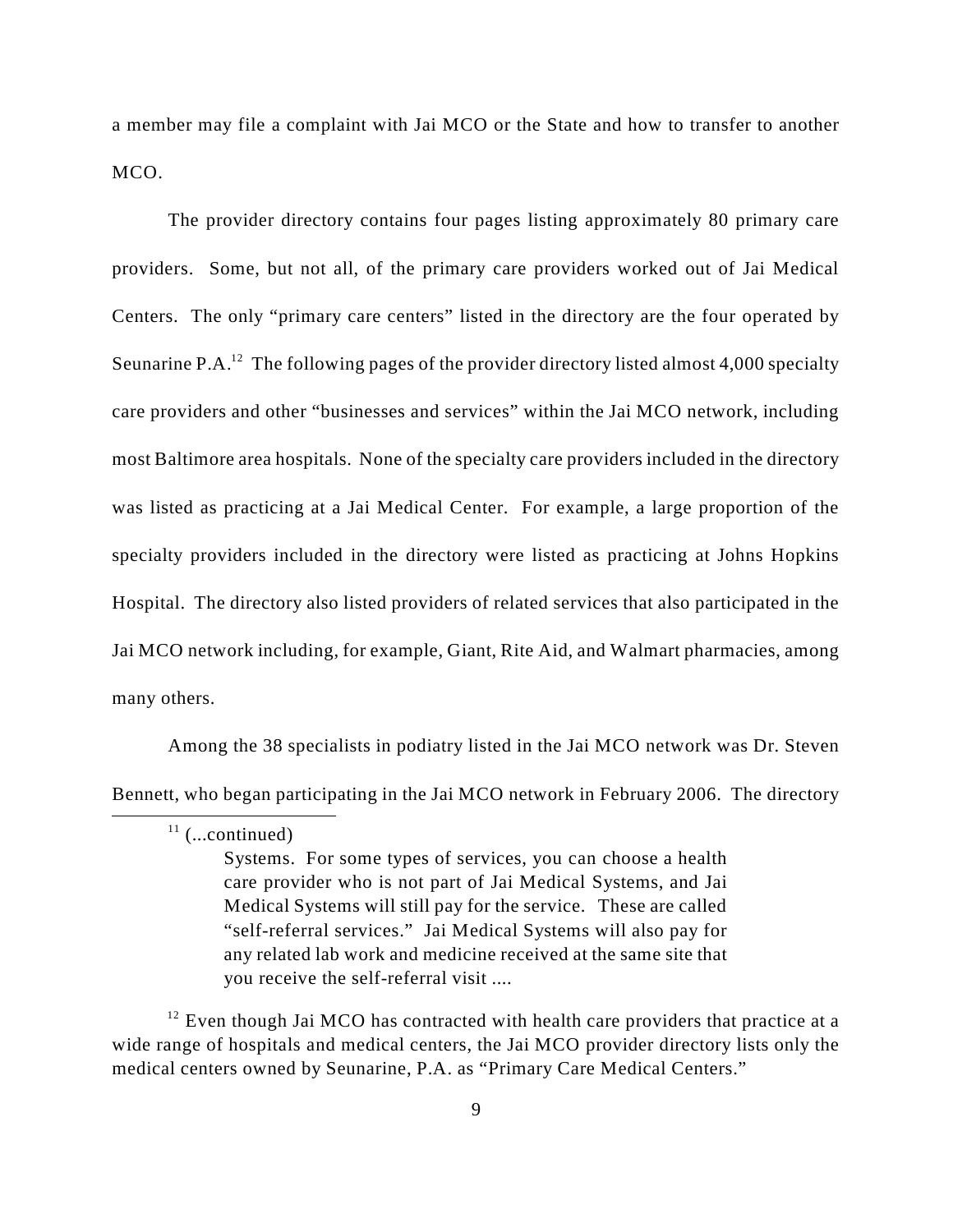a member may file a complaint with Jai MCO or the State and how to transfer to another MCO.

The provider directory contains four pages listing approximately 80 primary care providers. Some, but not all, of the primary care providers worked out of Jai Medical Centers. The only "primary care centers" listed in the directory are the four operated by Seunarine P.A.[12] The following pages of the provider directory listed almost 4,000 specialty care providers and other "businesses and services" within the Jai MCO network, including most Baltimore area hospitals. None of the specialty care providers included in the directory was listed as practicing at a Jai Medical Center. For example, a large proportion of the specialty providers included in the directory were listed as practicing at Johns Hopkins Hospital. The directory also listed providers of related services that also participated in the Jai MCO network including, for example, Giant, Rite Aid, and Walmart pharmacies, among many others.

Among the 38 specialists in podiatry listed in the Jai MCO network was Dr. Steven Bennett, who began participating in the Jai MCO network in February 2006. The directory

---

[11] (...continued)

> Systems. For some types of services, you can choose a health care provider who is not part of Jai Medical Systems, and Jai Medical Systems will still pay for the service. These are called "self-referral services." Jai Medical Systems will also pay for any related lab work and medicine received at the same site that you receive the self-referral visit ....

[12] Even though Jai MCO has contracted with health care providers that practice at a wide range of hospitals and medical centers, the Jai MCO provider directory lists only the medical centers owned by Seunarine, P.A. as "Primary Care Medical Centers."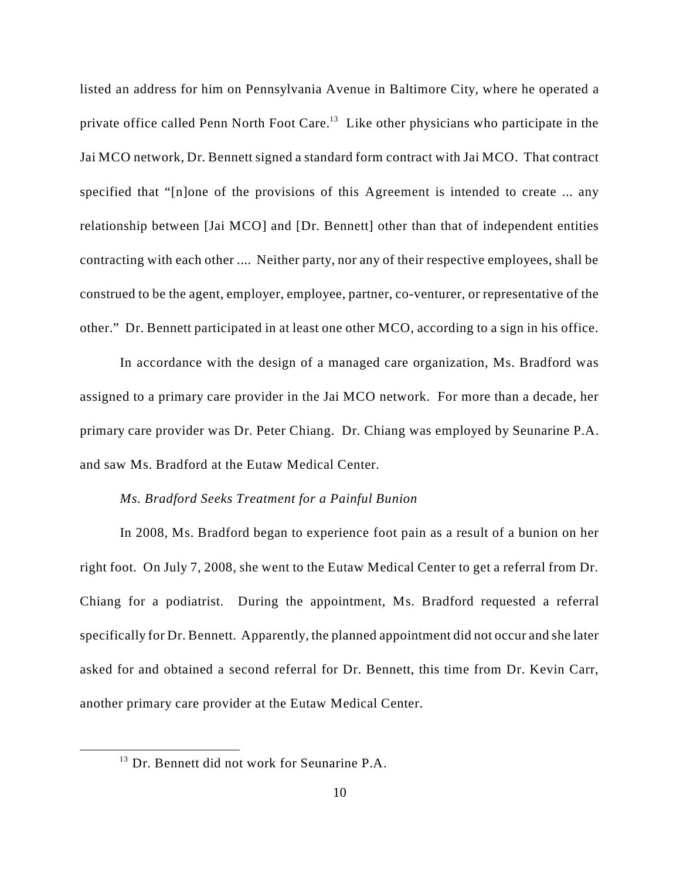listed an address for him on Pennsylvania Avenue in Baltimore City, where he operated a private office called Penn North Foot Care.[13] Like other physicians who participate in the Jai MCO network, Dr. Bennett signed a standard form contract with Jai MCO. That contract specified that "[n]one of the provisions of this Agreement is intended to create ... any relationship between [Jai MCO] and [Dr. Bennett] other than that of independent entities contracting with each other .... Neither party, nor any of their respective employees, shall be construed to be the agent, employer, employee, partner, co-venturer, or representative of the other." Dr. Bennett participated in at least one other MCO, according to a sign in his office.

In accordance with the design of a managed care organization, Ms. Bradford was assigned to a primary care provider in the Jai MCO network. For more than a decade, her primary care provider was Dr. Peter Chiang. Dr. Chiang was employed by Seunarine P.A. and saw Ms. Bradford at the Eutaw Medical Center.

*Ms. Bradford Seeks Treatment for a Painful Bunion*

In 2008, Ms. Bradford began to experience foot pain as a result of a bunion on her right foot. On July 7, 2008, she went to the Eutaw Medical Center to get a referral from Dr. Chiang for a podiatrist. During the appointment, Ms. Bradford requested a referral specifically for Dr. Bennett. Apparently, the planned appointment did not occur and she later asked for and obtained a second referral for Dr. Bennett, this time from Dr. Kevin Carr, another primary care provider at the Eutaw Medical Center.

[13] Dr. Bennett did not work for Seunarine P.A.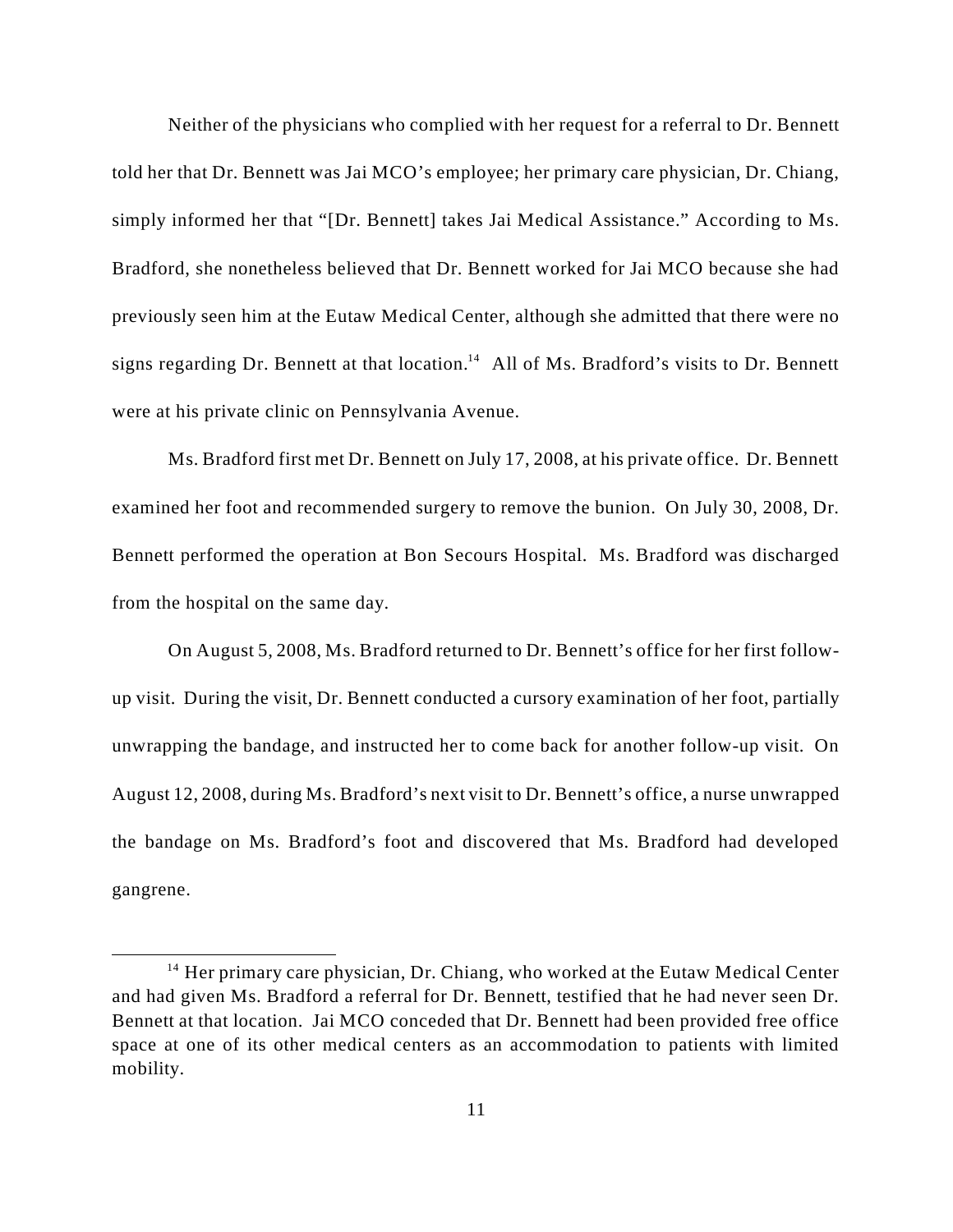Neither of the physicians who complied with her request for a referral to Dr. Bennett told her that Dr. Bennett was Jai MCO's employee; her primary care physician, Dr. Chiang, simply informed her that "[Dr. Bennett] takes Jai Medical Assistance." According to Ms. Bradford, she nonetheless believed that Dr. Bennett worked for Jai MCO because she had previously seen him at the Eutaw Medical Center, although she admitted that there were no signs regarding Dr. Bennett at that location.[14] All of Ms. Bradford's visits to Dr. Bennett were at his private clinic on Pennsylvania Avenue.

Ms. Bradford first met Dr. Bennett on July 17, 2008, at his private office. Dr. Bennett examined her foot and recommended surgery to remove the bunion. On July 30, 2008, Dr. Bennett performed the operation at Bon Secours Hospital. Ms. Bradford was discharged from the hospital on the same day.

On August 5, 2008, Ms. Bradford returned to Dr. Bennett's office for her first follow-up visit. During the visit, Dr. Bennett conducted a cursory examination of her foot, partially unwrapping the bandage, and instructed her to come back for another follow-up visit. On August 12, 2008, during Ms. Bradford's next visit to Dr. Bennett's office, a nurse unwrapped the bandage on Ms. Bradford's foot and discovered that Ms. Bradford had developed gangrene.

[14] Her primary care physician, Dr. Chiang, who worked at the Eutaw Medical Center and had given Ms. Bradford a referral for Dr. Bennett, testified that he had never seen Dr. Bennett at that location. Jai MCO conceded that Dr. Bennett had been provided free office space at one of its other medical centers as an accommodation to patients with limited mobility.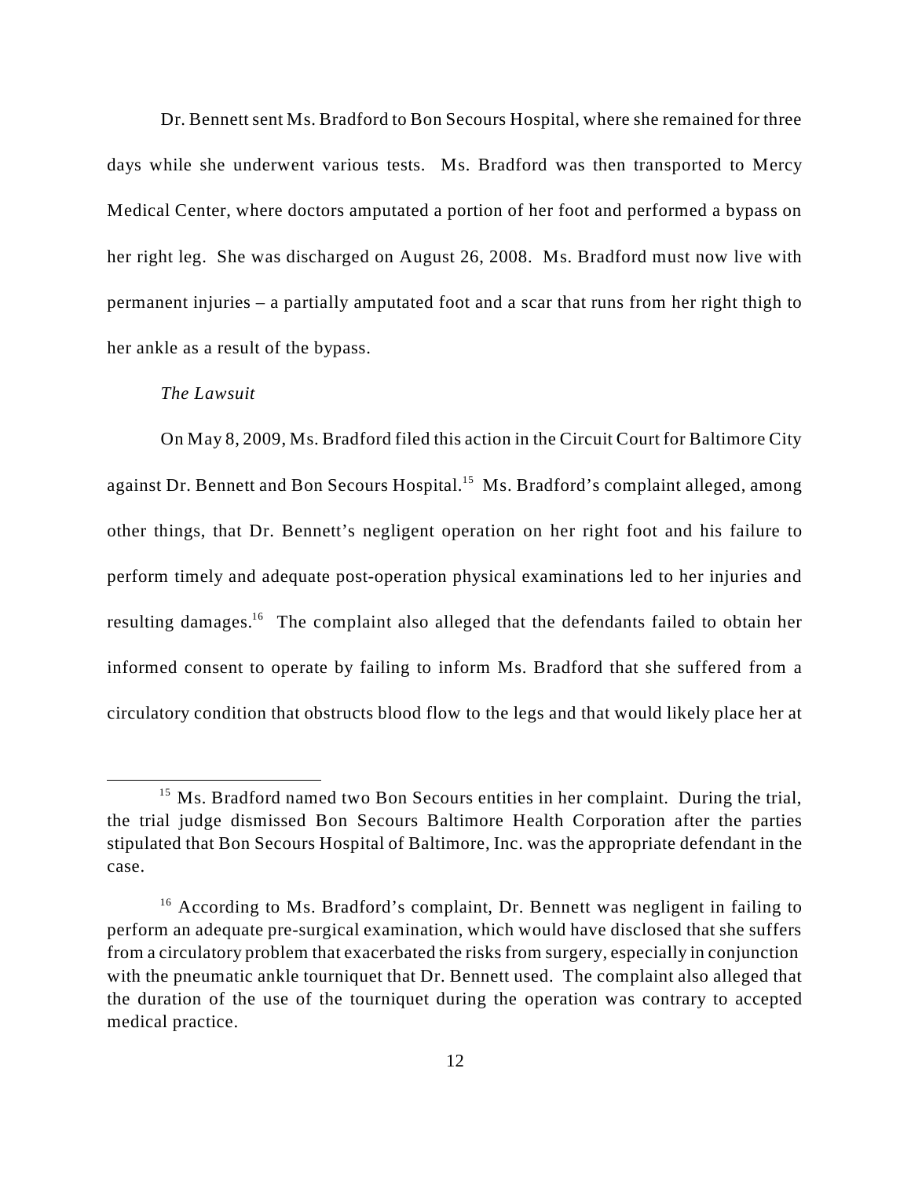Dr. Bennett sent Ms. Bradford to Bon Secours Hospital, where she remained for three days while she underwent various tests. Ms. Bradford was then transported to Mercy Medical Center, where doctors amputated a portion of her foot and performed a bypass on her right leg. She was discharged on August 26, 2008. Ms. Bradford must now live with permanent injuries – a partially amputated foot and a scar that runs from her right thigh to her ankle as a result of the bypass.

*The Lawsuit*

On May 8, 2009, Ms. Bradford filed this action in the Circuit Court for Baltimore City against Dr. Bennett and Bon Secours Hospital.[15] Ms. Bradford's complaint alleged, among other things, that Dr. Bennett's negligent operation on her right foot and his failure to perform timely and adequate post-operation physical examinations led to her injuries and resulting damages.[16] The complaint also alleged that the defendants failed to obtain her informed consent to operate by failing to inform Ms. Bradford that she suffered from a circulatory condition that obstructs blood flow to the legs and that would likely place her at

---

[15] Ms. Bradford named two Bon Secours entities in her complaint. During the trial, the trial judge dismissed Bon Secours Baltimore Health Corporation after the parties stipulated that Bon Secours Hospital of Baltimore, Inc. was the appropriate defendant in the case.

[16] According to Ms. Bradford's complaint, Dr. Bennett was negligent in failing to perform an adequate pre-surgical examination, which would have disclosed that she suffers from a circulatory problem that exacerbated the risks from surgery, especially in conjunction with the pneumatic ankle tourniquet that Dr. Bennett used. The complaint also alleged that the duration of the use of the tourniquet during the operation was contrary to accepted medical practice.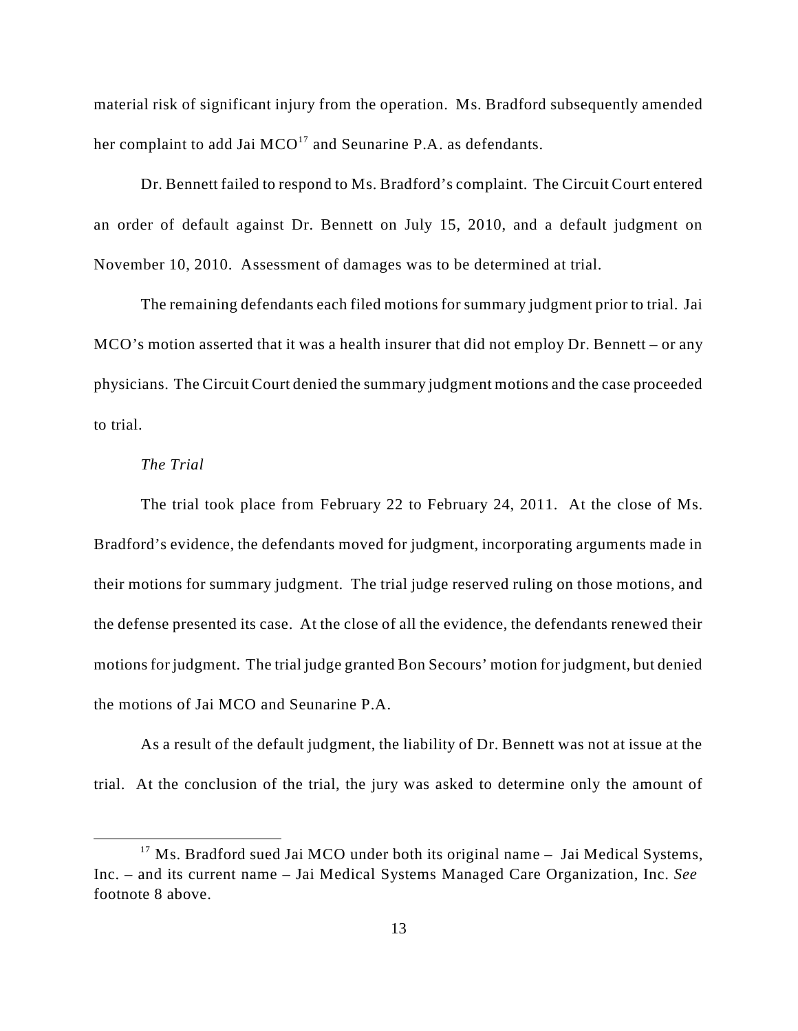material risk of significant injury from the operation. Ms. Bradford subsequently amended her complaint to add Jai MCO[17] and Seunarine P.A. as defendants.

Dr. Bennett failed to respond to Ms. Bradford's complaint. The Circuit Court entered an order of default against Dr. Bennett on July 15, 2010, and a default judgment on November 10, 2010. Assessment of damages was to be determined at trial.

The remaining defendants each filed motions for summary judgment prior to trial. Jai MCO's motion asserted that it was a health insurer that did not employ Dr. Bennett – or any physicians. The Circuit Court denied the summary judgment motions and the case proceeded to trial.

*The Trial*

The trial took place from February 22 to February 24, 2011. At the close of Ms. Bradford's evidence, the defendants moved for judgment, incorporating arguments made in their motions for summary judgment. The trial judge reserved ruling on those motions, and the defense presented its case. At the close of all the evidence, the defendants renewed their motions for judgment. The trial judge granted Bon Secours' motion for judgment, but denied the motions of Jai MCO and Seunarine P.A.

As a result of the default judgment, the liability of Dr. Bennett was not at issue at the trial. At the conclusion of the trial, the jury was asked to determine only the amount of

---

[17] Ms. Bradford sued Jai MCO under both its original name – Jai Medical Systems, Inc. – and its current name – Jai Medical Systems Managed Care Organization, Inc. *See* footnote 8 above.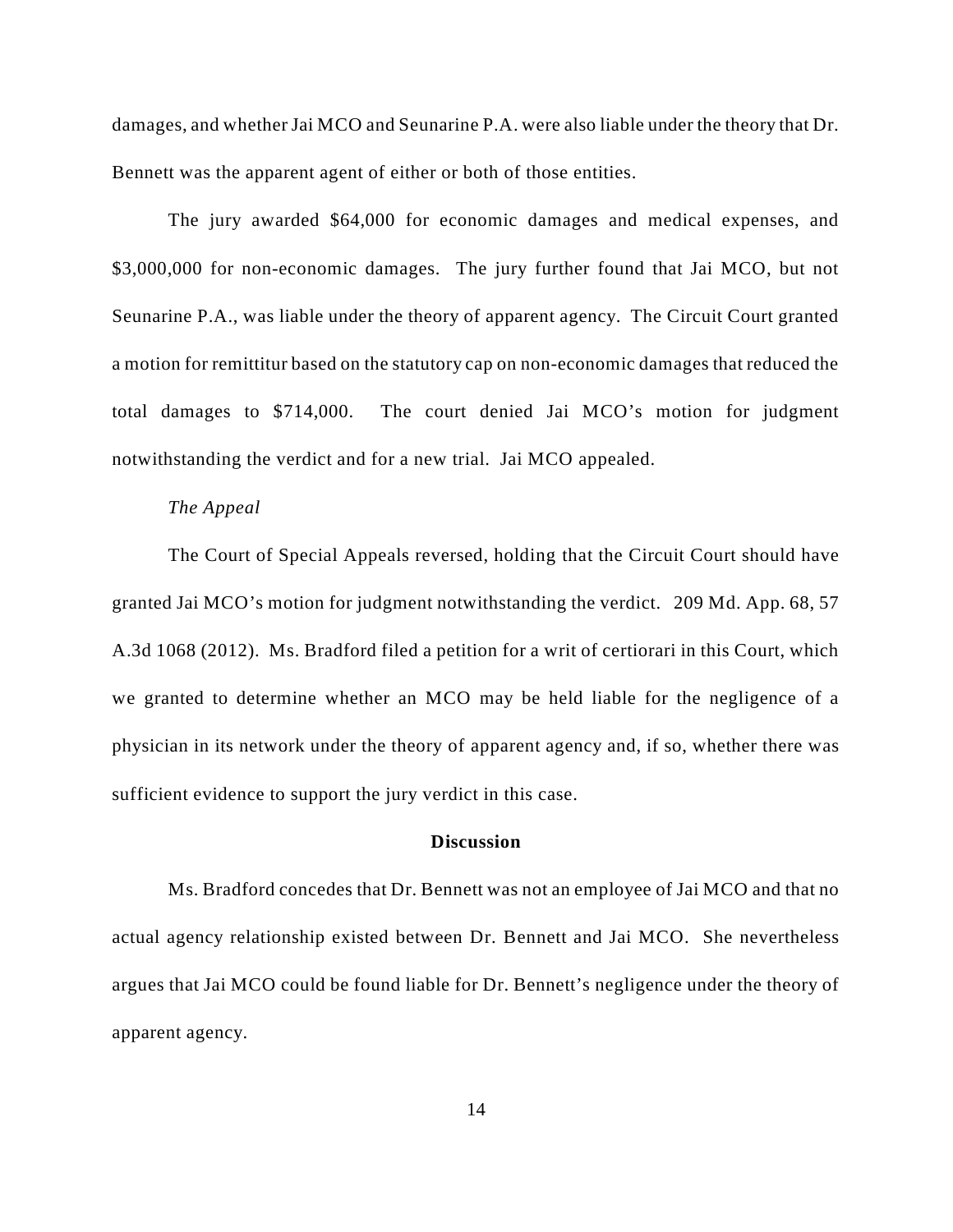damages, and whether Jai MCO and Seunarine P.A. were also liable under the theory that Dr. Bennett was the apparent agent of either or both of those entities.

The jury awarded $64,000 for economic damages and medical expenses, and $3,000,000 for non-economic damages. The jury further found that Jai MCO, but not Seunarine P.A., was liable under the theory of apparent agency. The Circuit Court granted a motion for remittitur based on the statutory cap on non-economic damages that reduced the total damages to $714,000. The court denied Jai MCO's motion for judgment notwithstanding the verdict and for a new trial. Jai MCO appealed.

*The Appeal*

The Court of Special Appeals reversed, holding that the Circuit Court should have granted Jai MCO's motion for judgment notwithstanding the verdict. 209 Md. App. 68, 57 A.3d 1068 (2012). Ms. Bradford filed a petition for a writ of certiorari in this Court, which we granted to determine whether an MCO may be held liable for the negligence of a physician in its network under the theory of apparent agency and, if so, whether there was sufficient evidence to support the jury verdict in this case.

## Discussion

Ms. Bradford concedes that Dr. Bennett was not an employee of Jai MCO and that no actual agency relationship existed between Dr. Bennett and Jai MCO. She nevertheless argues that Jai MCO could be found liable for Dr. Bennett's negligence under the theory of apparent agency.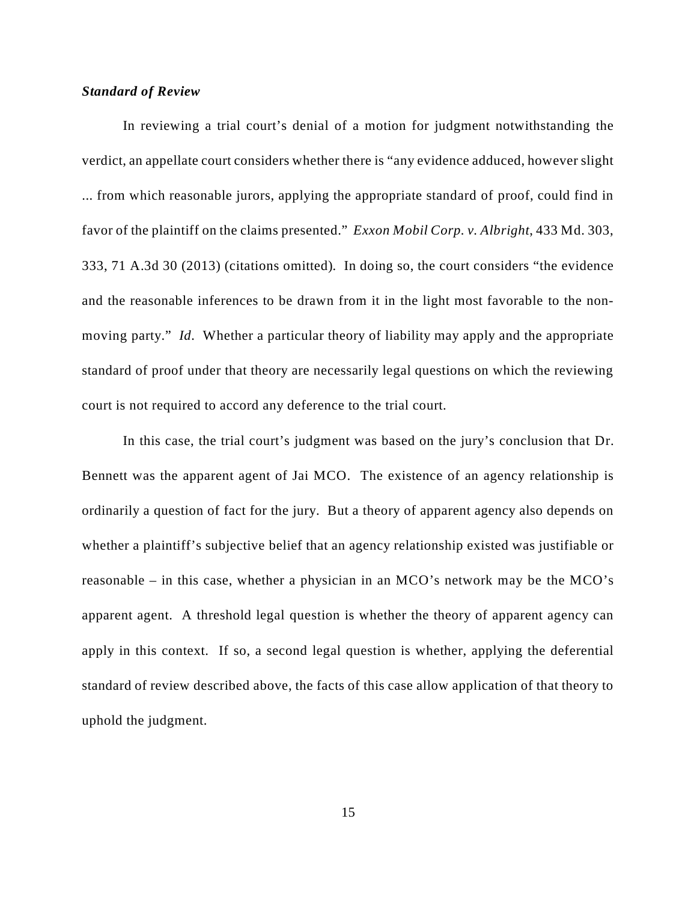***Standard of Review***

In reviewing a trial court's denial of a motion for judgment notwithstanding the verdict, an appellate court considers whether there is "any evidence adduced, however slight ... from which reasonable jurors, applying the appropriate standard of proof, could find in favor of the plaintiff on the claims presented." *Exxon Mobil Corp. v. Albright*, 433 Md. 303, 333, 71 A.3d 30 (2013) (citations omitted). In doing so, the court considers "the evidence and the reasonable inferences to be drawn from it in the light most favorable to the non-moving party." *Id*. Whether a particular theory of liability may apply and the appropriate standard of proof under that theory are necessarily legal questions on which the reviewing court is not required to accord any deference to the trial court.

In this case, the trial court's judgment was based on the jury's conclusion that Dr. Bennett was the apparent agent of Jai MCO. The existence of an agency relationship is ordinarily a question of fact for the jury. But a theory of apparent agency also depends on whether a plaintiff's subjective belief that an agency relationship existed was justifiable or reasonable – in this case, whether a physician in an MCO's network may be the MCO's apparent agent. A threshold legal question is whether the theory of apparent agency can apply in this context. If so, a second legal question is whether, applying the deferential standard of review described above, the facts of this case allow application of that theory to uphold the judgment.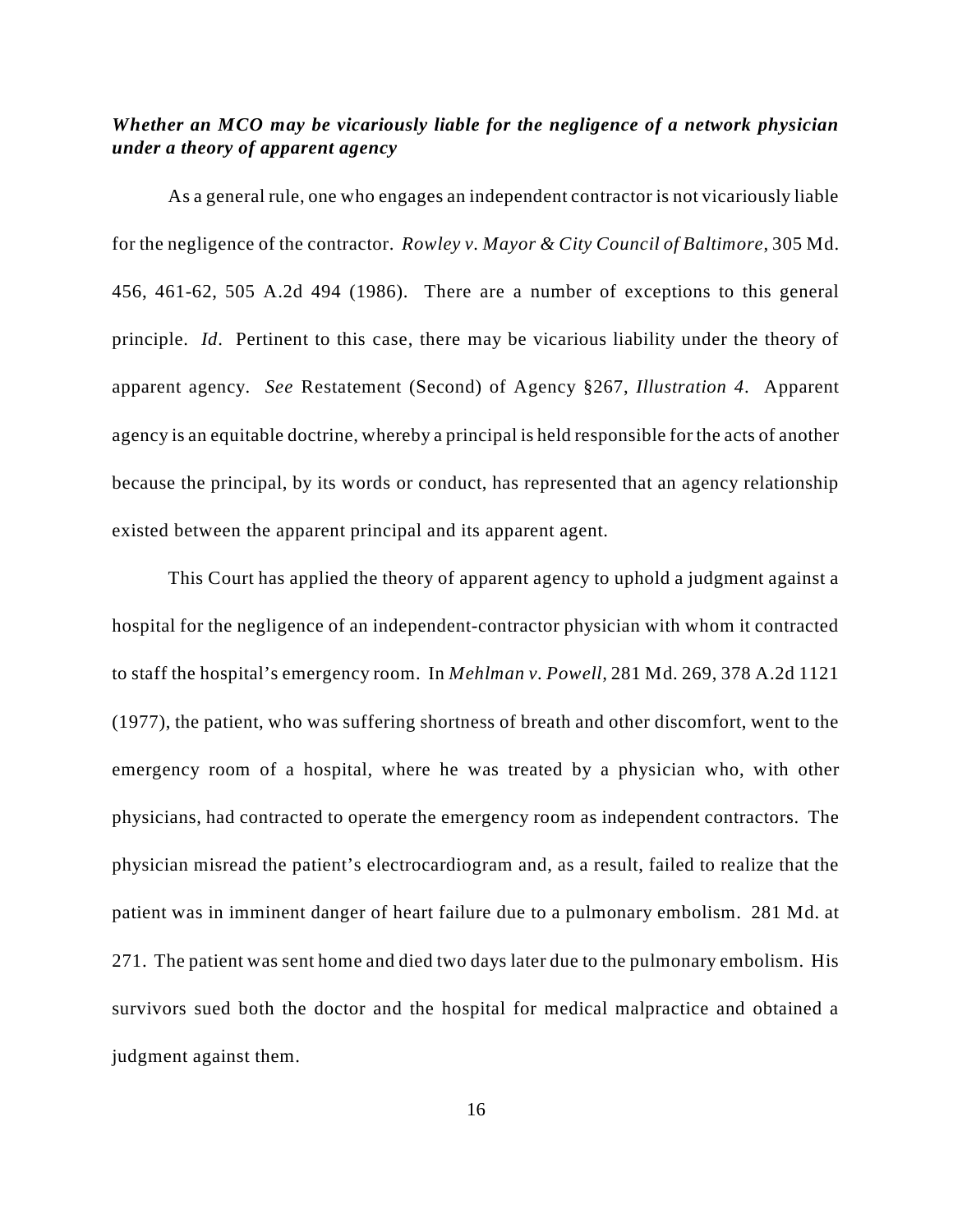***Whether an MCO may be vicariously liable for the negligence of a network physician under a theory of apparent agency***

As a general rule, one who engages an independent contractor is not vicariously liable for the negligence of the contractor. *Rowley v. Mayor & City Council of Baltimore*, 305 Md. 456, 461-62, 505 A.2d 494 (1986). There are a number of exceptions to this general principle. *Id*. Pertinent to this case, there may be vicarious liability under the theory of apparent agency. *See* Restatement (Second) of Agency §267, *Illustration 4*. Apparent agency is an equitable doctrine, whereby a principal is held responsible for the acts of another because the principal, by its words or conduct, has represented that an agency relationship existed between the apparent principal and its apparent agent.

This Court has applied the theory of apparent agency to uphold a judgment against a hospital for the negligence of an independent-contractor physician with whom it contracted to staff the hospital's emergency room. In *Mehlman v. Powell,* 281 Md. 269, 378 A.2d 1121 (1977), the patient, who was suffering shortness of breath and other discomfort, went to the emergency room of a hospital, where he was treated by a physician who, with other physicians, had contracted to operate the emergency room as independent contractors. The physician misread the patient's electrocardiogram and, as a result, failed to realize that the patient was in imminent danger of heart failure due to a pulmonary embolism. 281 Md. at 271. The patient was sent home and died two days later due to the pulmonary embolism. His survivors sued both the doctor and the hospital for medical malpractice and obtained a judgment against them.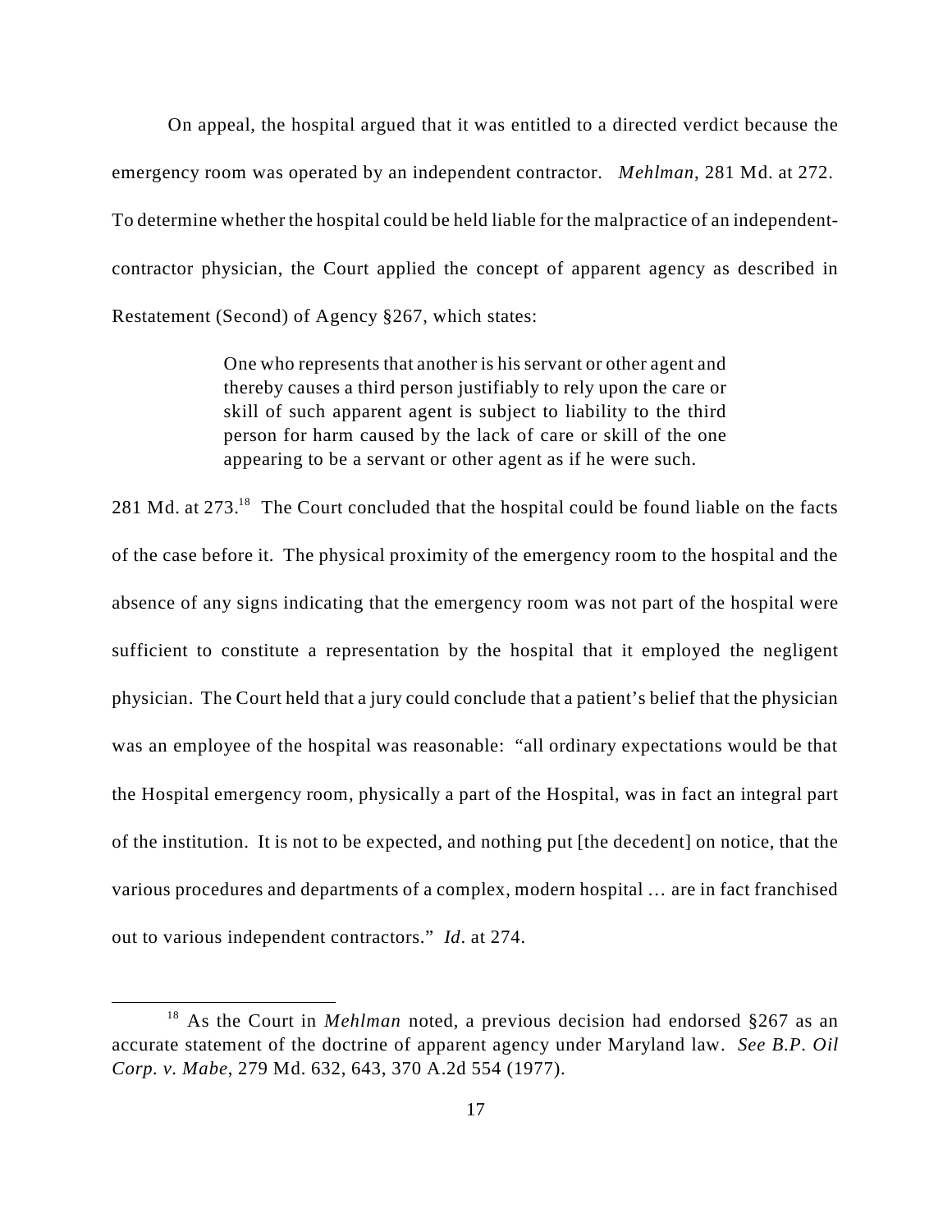On appeal, the hospital argued that it was entitled to a directed verdict because the emergency room was operated by an independent contractor. *Mehlman*, 281 Md. at 272. To determine whether the hospital could be held liable for the malpractice of an independent-contractor physician, the Court applied the concept of apparent agency as described in Restatement (Second) of Agency §267, which states:

> One who represents that another is his servant or other agent and thereby causes a third person justifiably to rely upon the care or skill of such apparent agent is subject to liability to the third person for harm caused by the lack of care or skill of the one appearing to be a servant or other agent as if he were such.

281 Md. at 273.[18] The Court concluded that the hospital could be found liable on the facts of the case before it. The physical proximity of the emergency room to the hospital and the absence of any signs indicating that the emergency room was not part of the hospital were sufficient to constitute a representation by the hospital that it employed the negligent physician. The Court held that a jury could conclude that a patient's belief that the physician was an employee of the hospital was reasonable: "all ordinary expectations would be that the Hospital emergency room, physically a part of the Hospital, was in fact an integral part of the institution. It is not to be expected, and nothing put [the decedent] on notice, that the various procedures and departments of a complex, modern hospital … are in fact franchised out to various independent contractors." *Id.* at 274.

---

[18] As the Court in *Mehlman* noted, a previous decision had endorsed §267 as an accurate statement of the doctrine of apparent agency under Maryland law. *See B.P. Oil Corp. v. Mabe*, 279 Md. 632, 643, 370 A.2d 554 (1977).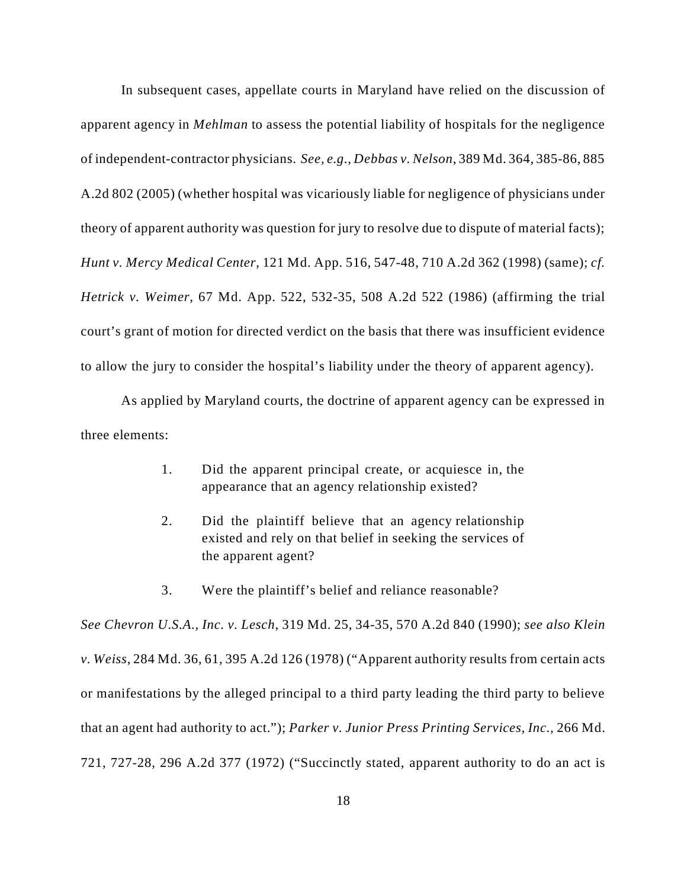In subsequent cases, appellate courts in Maryland have relied on the discussion of apparent agency in *Mehlman* to assess the potential liability of hospitals for the negligence of independent-contractor physicians. *See, e.g., Debbas v. Nelson*, 389 Md. 364, 385-86, 885 A.2d 802 (2005) (whether hospital was vicariously liable for negligence of physicians under theory of apparent authority was question for jury to resolve due to dispute of material facts); *Hunt v. Mercy Medical Center*, 121 Md. App. 516, 547-48, 710 A.2d 362 (1998) (same); *cf. Hetrick v. Weimer*, 67 Md. App. 522, 532-35, 508 A.2d 522 (1986) (affirming the trial court's grant of motion for directed verdict on the basis that there was insufficient evidence to allow the jury to consider the hospital's liability under the theory of apparent agency).

As applied by Maryland courts, the doctrine of apparent agency can be expressed in three elements:

> 1. Did the apparent principal create, or acquiesce in, the appearance that an agency relationship existed?
>
> 2. Did the plaintiff believe that an agency relationship existed and rely on that belief in seeking the services of the apparent agent?
>
> 3. Were the plaintiff's belief and reliance reasonable?

*See Chevron U.S.A., Inc. v. Lesch*, 319 Md. 25, 34-35, 570 A.2d 840 (1990); *see also Klein v. Weiss*, 284 Md. 36, 61, 395 A.2d 126 (1978) ("Apparent authority results from certain acts or manifestations by the alleged principal to a third party leading the third party to believe that an agent had authority to act."); *Parker v. Junior Press Printing Services, Inc.*, 266 Md. 721, 727-28, 296 A.2d 377 (1972) ("Succinctly stated, apparent authority to do an act is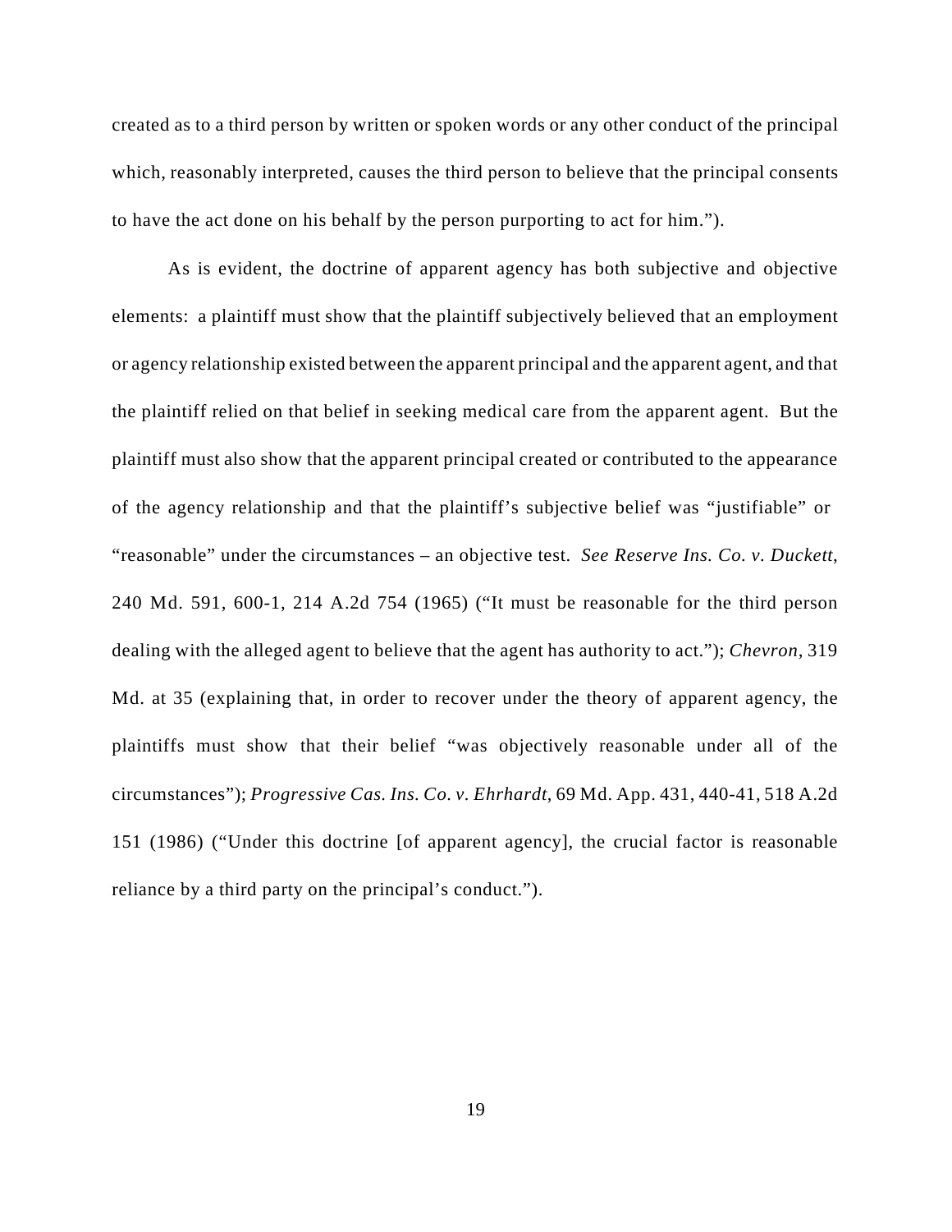created as to a third person by written or spoken words or any other conduct of the principal which, reasonably interpreted, causes the third person to believe that the principal consents to have the act done on his behalf by the person purporting to act for him.").

As is evident, the doctrine of apparent agency has both subjective and objective elements: a plaintiff must show that the plaintiff subjectively believed that an employment or agency relationship existed between the apparent principal and the apparent agent, and that the plaintiff relied on that belief in seeking medical care from the apparent agent. But the plaintiff must also show that the apparent principal created or contributed to the appearance of the agency relationship and that the plaintiff's subjective belief was "justifiable" or "reasonable" under the circumstances – an objective test. *See Reserve Ins. Co. v. Duckett*, 240 Md. 591, 600-1, 214 A.2d 754 (1965) ("It must be reasonable for the third person dealing with the alleged agent to believe that the agent has authority to act."); *Chevron*, 319 Md. at 35 (explaining that, in order to recover under the theory of apparent agency, the plaintiffs must show that their belief "was objectively reasonable under all of the circumstances"); *Progressive Cas. Ins. Co. v. Ehrhardt*, 69 Md. App. 431, 440-41, 518 A.2d 151 (1986) ("Under this doctrine [of apparent agency], the crucial factor is reasonable reliance by a third party on the principal's conduct.").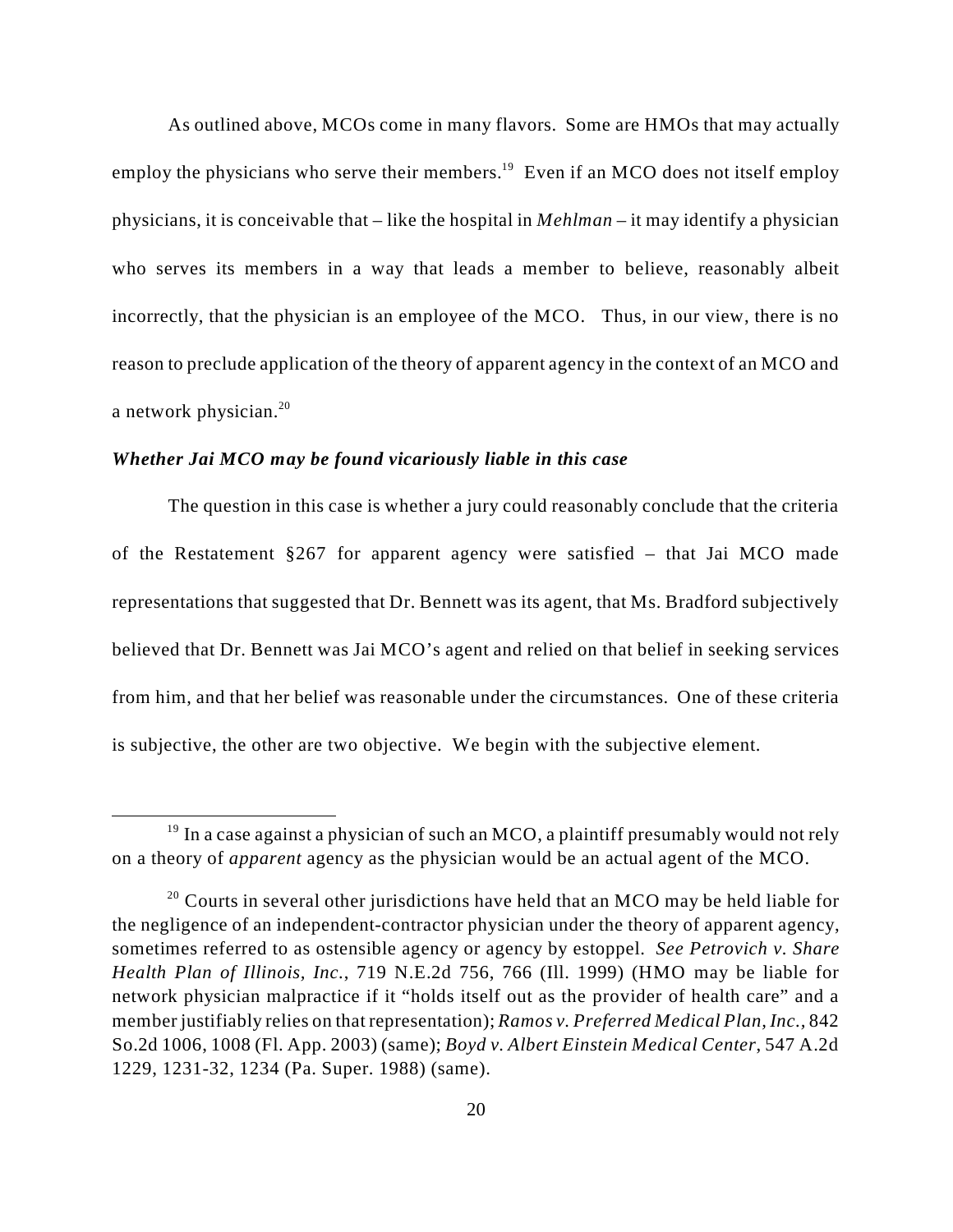As outlined above, MCOs come in many flavors. Some are HMOs that may actually employ the physicians who serve their members.[19] Even if an MCO does not itself employ physicians, it is conceivable that – like the hospital in *Mehlman* – it may identify a physician who serves its members in a way that leads a member to believe, reasonably albeit incorrectly, that the physician is an employee of the MCO. Thus, in our view, there is no reason to preclude application of the theory of apparent agency in the context of an MCO and a network physician.[20]

### *Whether Jai MCO may be found vicariously liable in this case*

The question in this case is whether a jury could reasonably conclude that the criteria of the Restatement §267 for apparent agency were satisfied – that Jai MCO made representations that suggested that Dr. Bennett was its agent, that Ms. Bradford subjectively believed that Dr. Bennett was Jai MCO's agent and relied on that belief in seeking services from him, and that her belief was reasonable under the circumstances. One of these criteria is subjective, the other are two objective. We begin with the subjective element.

---

[19] In a case against a physician of such an MCO, a plaintiff presumably would not rely on a theory of *apparent* agency as the physician would be an actual agent of the MCO.

[20] Courts in several other jurisdictions have held that an MCO may be held liable for the negligence of an independent-contractor physician under the theory of apparent agency, sometimes referred to as ostensible agency or agency by estoppel. *See Petrovich v. Share Health Plan of Illinois, Inc.*, 719 N.E.2d 756, 766 (Ill. 1999) (HMO may be liable for network physician malpractice if it "holds itself out as the provider of health care" and a member justifiably relies on that representation); *Ramos v. Preferred Medical Plan, Inc.*, 842 So.2d 1006, 1008 (Fl. App. 2003) (same); *Boyd v. Albert Einstein Medical Center*, 547 A.2d 1229, 1231-32, 1234 (Pa. Super. 1988) (same).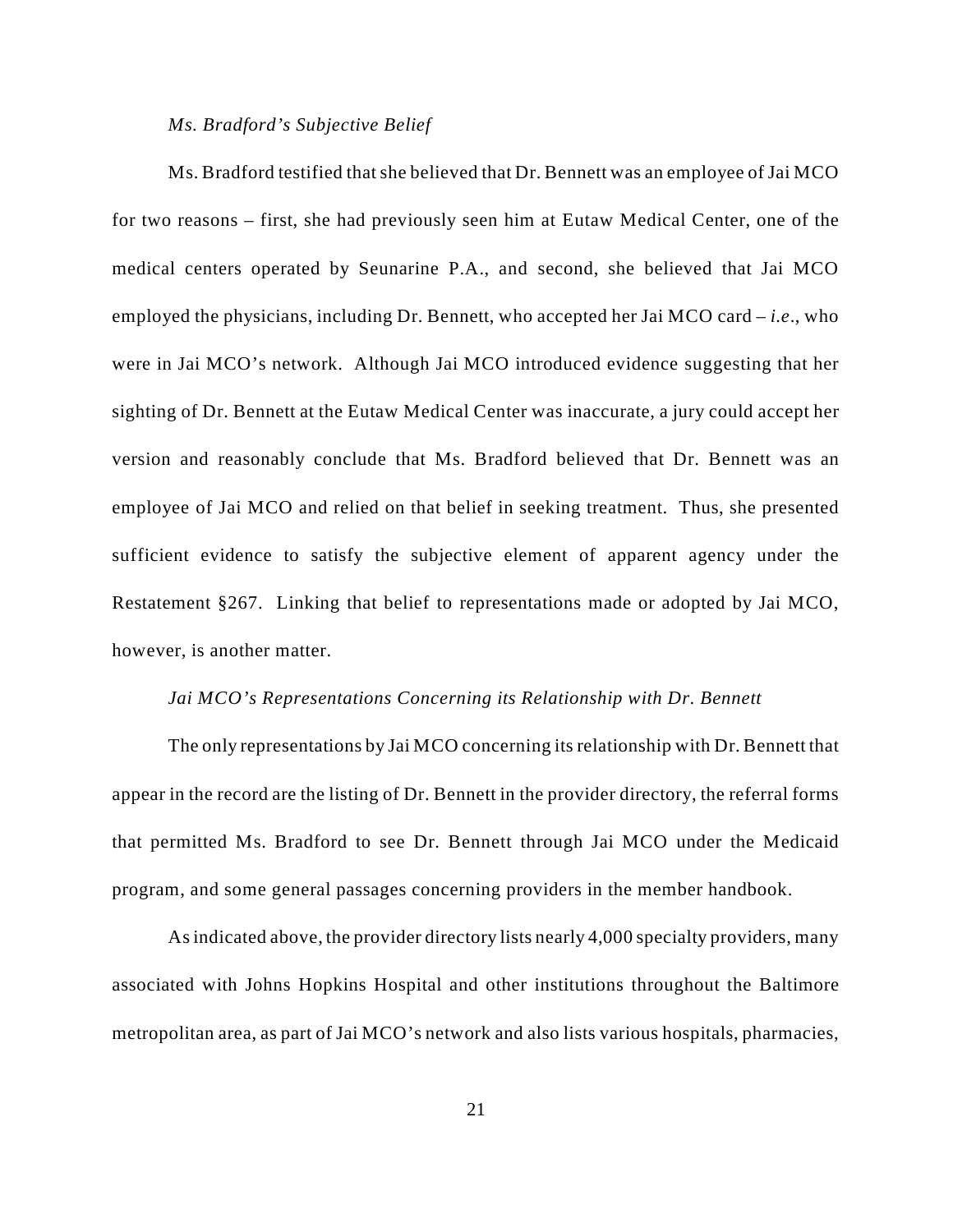*Ms. Bradford's Subjective Belief*

Ms. Bradford testified that she believed that Dr. Bennett was an employee of Jai MCO for two reasons – first, she had previously seen him at Eutaw Medical Center, one of the medical centers operated by Seunarine P.A., and second, she believed that Jai MCO employed the physicians, including Dr. Bennett, who accepted her Jai MCO card – *i.e*., who were in Jai MCO's network. Although Jai MCO introduced evidence suggesting that her sighting of Dr. Bennett at the Eutaw Medical Center was inaccurate, a jury could accept her version and reasonably conclude that Ms. Bradford believed that Dr. Bennett was an employee of Jai MCO and relied on that belief in seeking treatment. Thus, she presented sufficient evidence to satisfy the subjective element of apparent agency under the Restatement §267. Linking that belief to representations made or adopted by Jai MCO, however, is another matter.

*Jai MCO's Representations Concerning its Relationship with Dr. Bennett*

The only representations by Jai MCO concerning its relationship with Dr. Bennett that appear in the record are the listing of Dr. Bennett in the provider directory, the referral forms that permitted Ms. Bradford to see Dr. Bennett through Jai MCO under the Medicaid program, and some general passages concerning providers in the member handbook.

As indicated above, the provider directory lists nearly 4,000 specialty providers, many associated with Johns Hopkins Hospital and other institutions throughout the Baltimore metropolitan area, as part of Jai MCO's network and also lists various hospitals, pharmacies,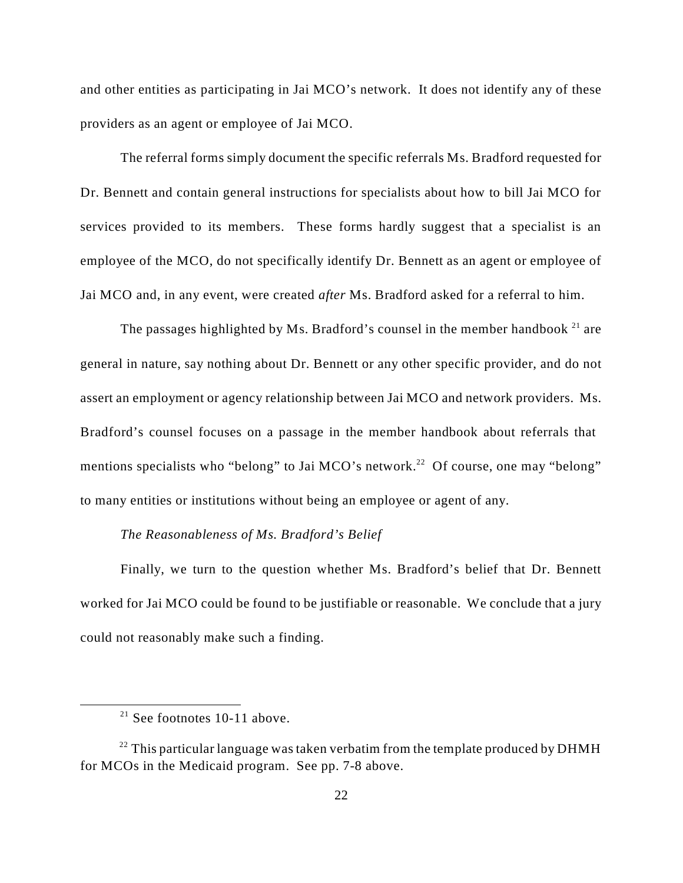and other entities as participating in Jai MCO's network. It does not identify any of these providers as an agent or employee of Jai MCO.

The referral forms simply document the specific referrals Ms. Bradford requested for Dr. Bennett and contain general instructions for specialists about how to bill Jai MCO for services provided to its members. These forms hardly suggest that a specialist is an employee of the MCO, do not specifically identify Dr. Bennett as an agent or employee of Jai MCO and, in any event, were created *after* Ms. Bradford asked for a referral to him.

The passages highlighted by Ms. Bradford's counsel in the member handbook [21] are general in nature, say nothing about Dr. Bennett or any other specific provider, and do not assert an employment or agency relationship between Jai MCO and network providers. Ms. Bradford's counsel focuses on a passage in the member handbook about referrals that mentions specialists who "belong" to Jai MCO's network.[22] Of course, one may "belong" to many entities or institutions without being an employee or agent of any.

*The Reasonableness of Ms. Bradford's Belief*

Finally, we turn to the question whether Ms. Bradford's belief that Dr. Bennett worked for Jai MCO could be found to be justifiable or reasonable. We conclude that a jury could not reasonably make such a finding.

---

[21] See footnotes 10-11 above.

[22] This particular language was taken verbatim from the template produced by DHMH for MCOs in the Medicaid program. See pp. 7-8 above.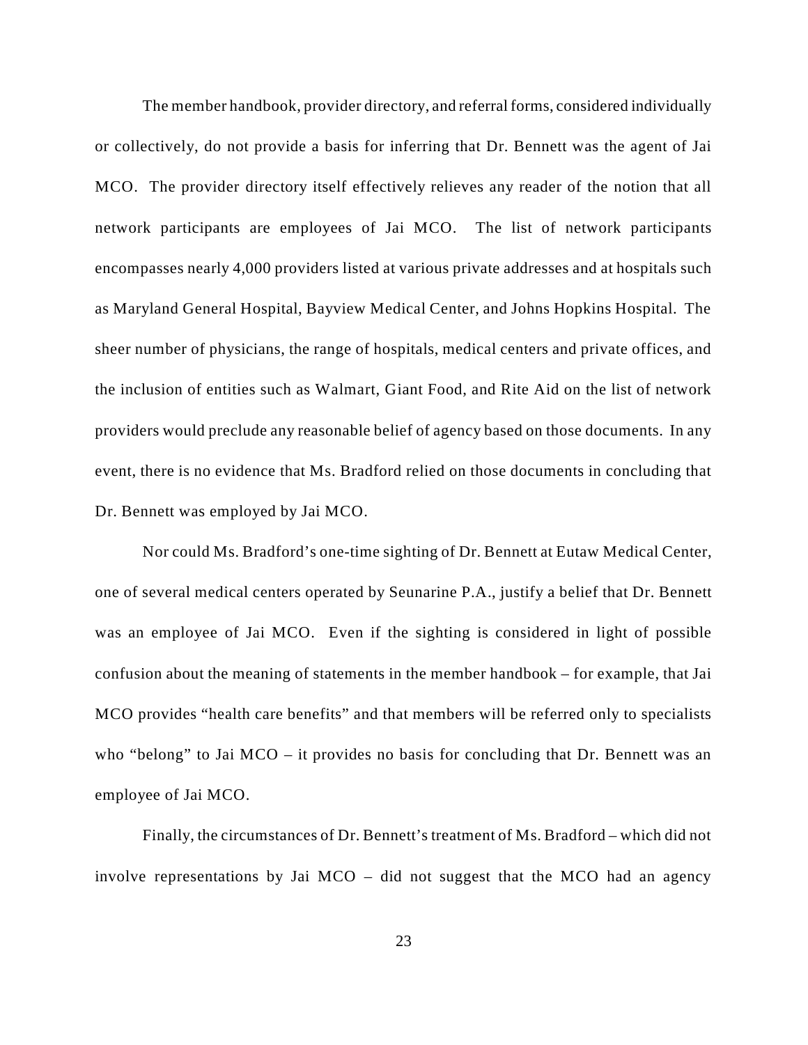The member handbook, provider directory, and referral forms, considered individually or collectively, do not provide a basis for inferring that Dr. Bennett was the agent of Jai MCO. The provider directory itself effectively relieves any reader of the notion that all network participants are employees of Jai MCO. The list of network participants encompasses nearly 4,000 providers listed at various private addresses and at hospitals such as Maryland General Hospital, Bayview Medical Center, and Johns Hopkins Hospital. The sheer number of physicians, the range of hospitals, medical centers and private offices, and the inclusion of entities such as Walmart, Giant Food, and Rite Aid on the list of network providers would preclude any reasonable belief of agency based on those documents. In any event, there is no evidence that Ms. Bradford relied on those documents in concluding that Dr. Bennett was employed by Jai MCO.

Nor could Ms. Bradford's one-time sighting of Dr. Bennett at Eutaw Medical Center, one of several medical centers operated by Seunarine P.A., justify a belief that Dr. Bennett was an employee of Jai MCO. Even if the sighting is considered in light of possible confusion about the meaning of statements in the member handbook – for example, that Jai MCO provides "health care benefits" and that members will be referred only to specialists who "belong" to Jai MCO – it provides no basis for concluding that Dr. Bennett was an employee of Jai MCO.

Finally, the circumstances of Dr. Bennett's treatment of Ms. Bradford – which did not involve representations by Jai MCO – did not suggest that the MCO had an agency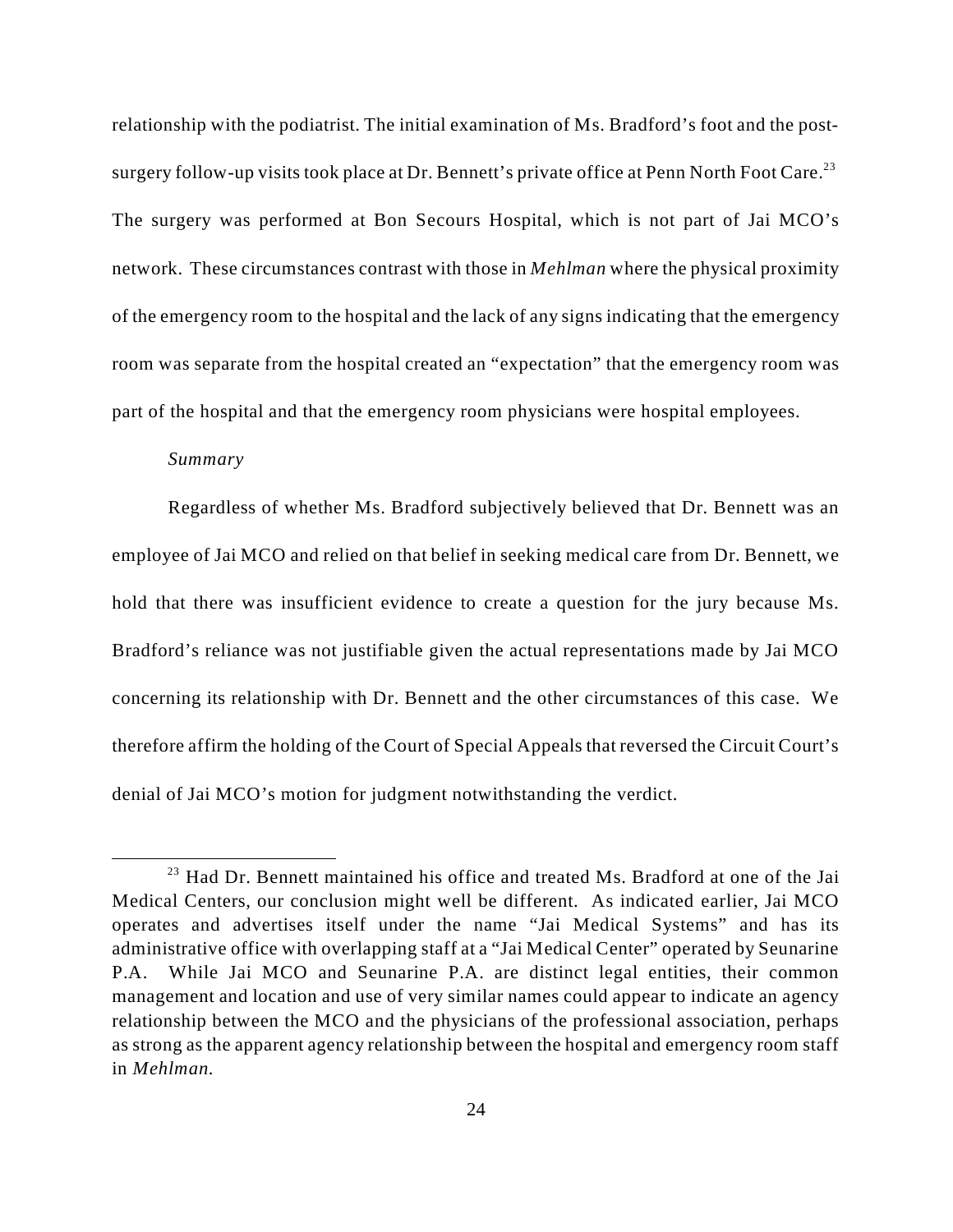relationship with the podiatrist. The initial examination of Ms. Bradford's foot and the post-surgery follow-up visits took place at Dr. Bennett's private office at Penn North Foot Care.[23] The surgery was performed at Bon Secours Hospital, which is not part of Jai MCO's network. These circumstances contrast with those in *Mehlman* where the physical proximity of the emergency room to the hospital and the lack of any signs indicating that the emergency room was separate from the hospital created an "expectation" that the emergency room was part of the hospital and that the emergency room physicians were hospital employees.

*Summary*

Regardless of whether Ms. Bradford subjectively believed that Dr. Bennett was an employee of Jai MCO and relied on that belief in seeking medical care from Dr. Bennett, we hold that there was insufficient evidence to create a question for the jury because Ms. Bradford's reliance was not justifiable given the actual representations made by Jai MCO concerning its relationship with Dr. Bennett and the other circumstances of this case. We therefore affirm the holding of the Court of Special Appeals that reversed the Circuit Court's denial of Jai MCO's motion for judgment notwithstanding the verdict.

---

[23] Had Dr. Bennett maintained his office and treated Ms. Bradford at one of the Jai Medical Centers, our conclusion might well be different. As indicated earlier, Jai MCO operates and advertises itself under the name "Jai Medical Systems" and has its administrative office with overlapping staff at a "Jai Medical Center" operated by Seunarine P.A. While Jai MCO and Seunarine P.A. are distinct legal entities, their common management and location and use of very similar names could appear to indicate an agency relationship between the MCO and the physicians of the professional association, perhaps as strong as the apparent agency relationship between the hospital and emergency room staff in *Mehlman*.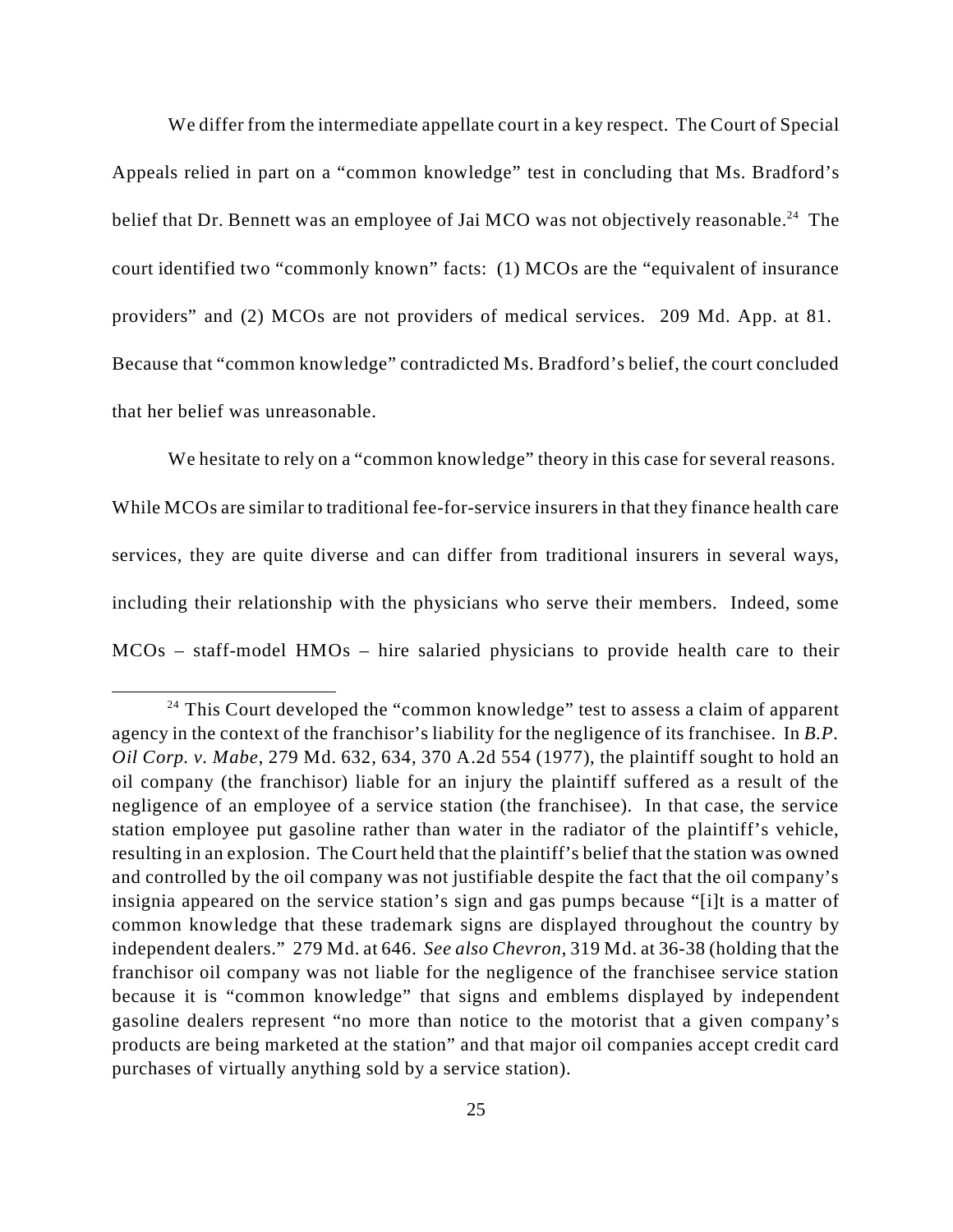We differ from the intermediate appellate court in a key respect. The Court of Special Appeals relied in part on a "common knowledge" test in concluding that Ms. Bradford's belief that Dr. Bennett was an employee of Jai MCO was not objectively reasonable.[24] The court identified two "commonly known" facts: (1) MCOs are the "equivalent of insurance providers" and (2) MCOs are not providers of medical services. 209 Md. App. at 81. Because that "common knowledge" contradicted Ms. Bradford's belief, the court concluded that her belief was unreasonable.

We hesitate to rely on a "common knowledge" theory in this case for several reasons. While MCOs are similar to traditional fee-for-service insurers in that they finance health care services, they are quite diverse and can differ from traditional insurers in several ways, including their relationship with the physicians who serve their members. Indeed, some MCOs – staff-model HMOs – hire salaried physicians to provide health care to their

---

[24] This Court developed the "common knowledge" test to assess a claim of apparent agency in the context of the franchisor's liability for the negligence of its franchisee. In *B.P. Oil Corp. v. Mabe*, 279 Md. 632, 634, 370 A.2d 554 (1977), the plaintiff sought to hold an oil company (the franchisor) liable for an injury the plaintiff suffered as a result of the negligence of an employee of a service station (the franchisee). In that case, the service station employee put gasoline rather than water in the radiator of the plaintiff's vehicle, resulting in an explosion. The Court held that the plaintiff's belief that the station was owned and controlled by the oil company was not justifiable despite the fact that the oil company's insignia appeared on the service station's sign and gas pumps because "[i]t is a matter of common knowledge that these trademark signs are displayed throughout the country by independent dealers." 279 Md. at 646. *See also Chevron*, 319 Md. at 36-38 (holding that the franchisor oil company was not liable for the negligence of the franchisee service station because it is "common knowledge" that signs and emblems displayed by independent gasoline dealers represent "no more than notice to the motorist that a given company's products are being marketed at the station" and that major oil companies accept credit card purchases of virtually anything sold by a service station).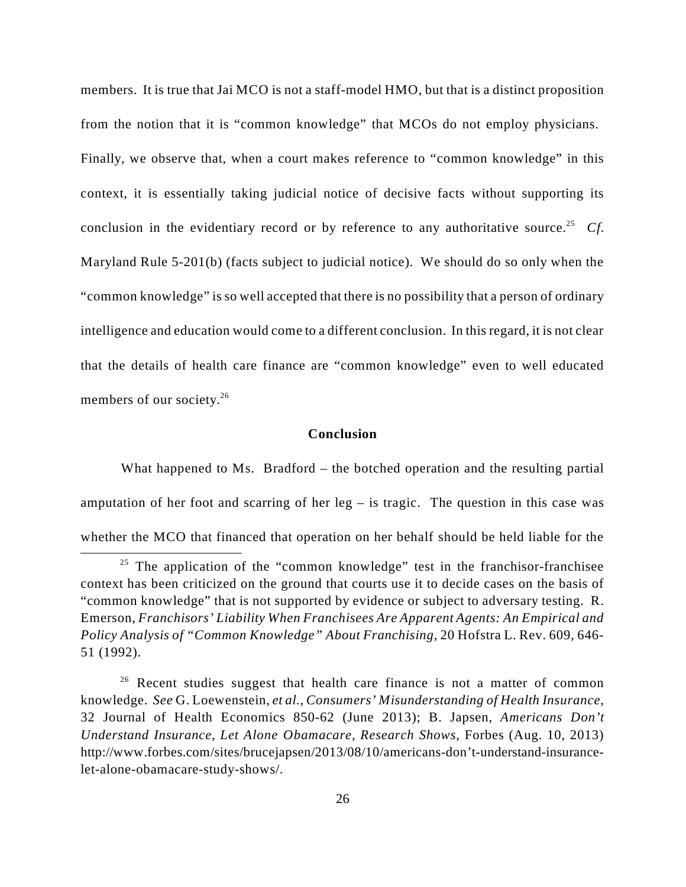members. It is true that Jai MCO is not a staff-model HMO, but that is a distinct proposition from the notion that it is "common knowledge" that MCOs do not employ physicians. Finally, we observe that, when a court makes reference to "common knowledge" in this context, it is essentially taking judicial notice of decisive facts without supporting its conclusion in the evidentiary record or by reference to any authoritative source.[25] *Cf.* Maryland Rule 5-201(b) (facts subject to judicial notice). We should do so only when the "common knowledge" is so well accepted that there is no possibility that a person of ordinary intelligence and education would come to a different conclusion. In this regard, it is not clear that the details of health care finance are "common knowledge" even to well educated members of our society.[26]

## Conclusion

What happened to Ms. Bradford – the botched operation and the resulting partial amputation of her foot and scarring of her leg – is tragic. The question in this case was whether the MCO that financed that operation on her behalf should be held liable for the

---

[25] The application of the "common knowledge" test in the franchisor-franchisee context has been criticized on the ground that courts use it to decide cases on the basis of "common knowledge" that is not supported by evidence or subject to adversary testing. R. Emerson, *Franchisors' Liability When Franchisees Are Apparent Agents: An Empirical and Policy Analysis of "Common Knowledge" About Franchising*, 20 Hofstra L. Rev. 609, 646-51 (1992).

[26] Recent studies suggest that health care finance is not a matter of common knowledge. *See* G. Loewenstein, *et al.*, *Consumers' Misunderstanding of Health Insurance*, 32 Journal of Health Economics 850-62 (June 2013); B. Japsen, *Americans Don't Understand Insurance, Let Alone Obamacare, Research Shows*, Forbes (Aug. 10, 2013) http://www.forbes.com/sites/brucejapsen/2013/08/10/americans-don't-understand-insurance-let-alone-obamacare-study-shows/.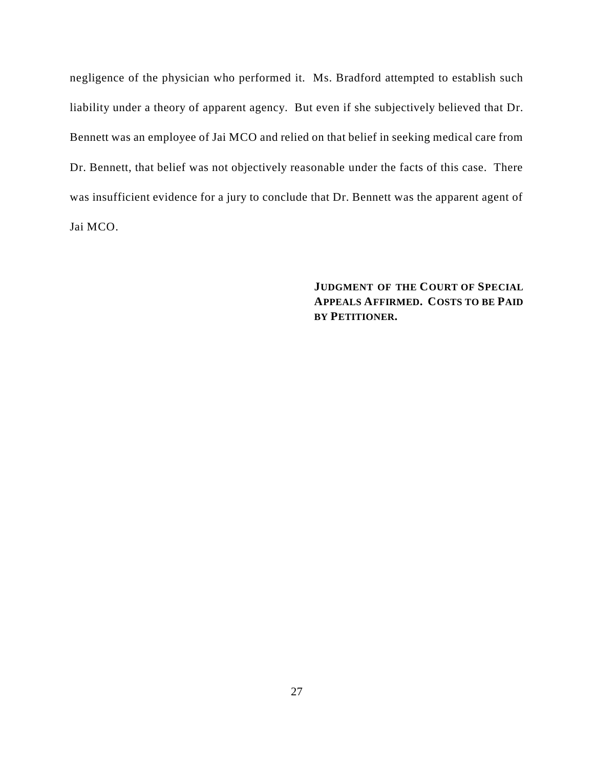negligence of the physician who performed it. Ms. Bradford attempted to establish such liability under a theory of apparent agency. But even if she subjectively believed that Dr. Bennett was an employee of Jai MCO and relied on that belief in seeking medical care from Dr. Bennett, that belief was not objectively reasonable under the facts of this case. There was insufficient evidence for a jury to conclude that Dr. Bennett was the apparent agent of Jai MCO.

**JUDGMENT OF THE COURT OF SPECIAL APPEALS AFFIRMED. COSTS TO BE PAID BY PETITIONER.**